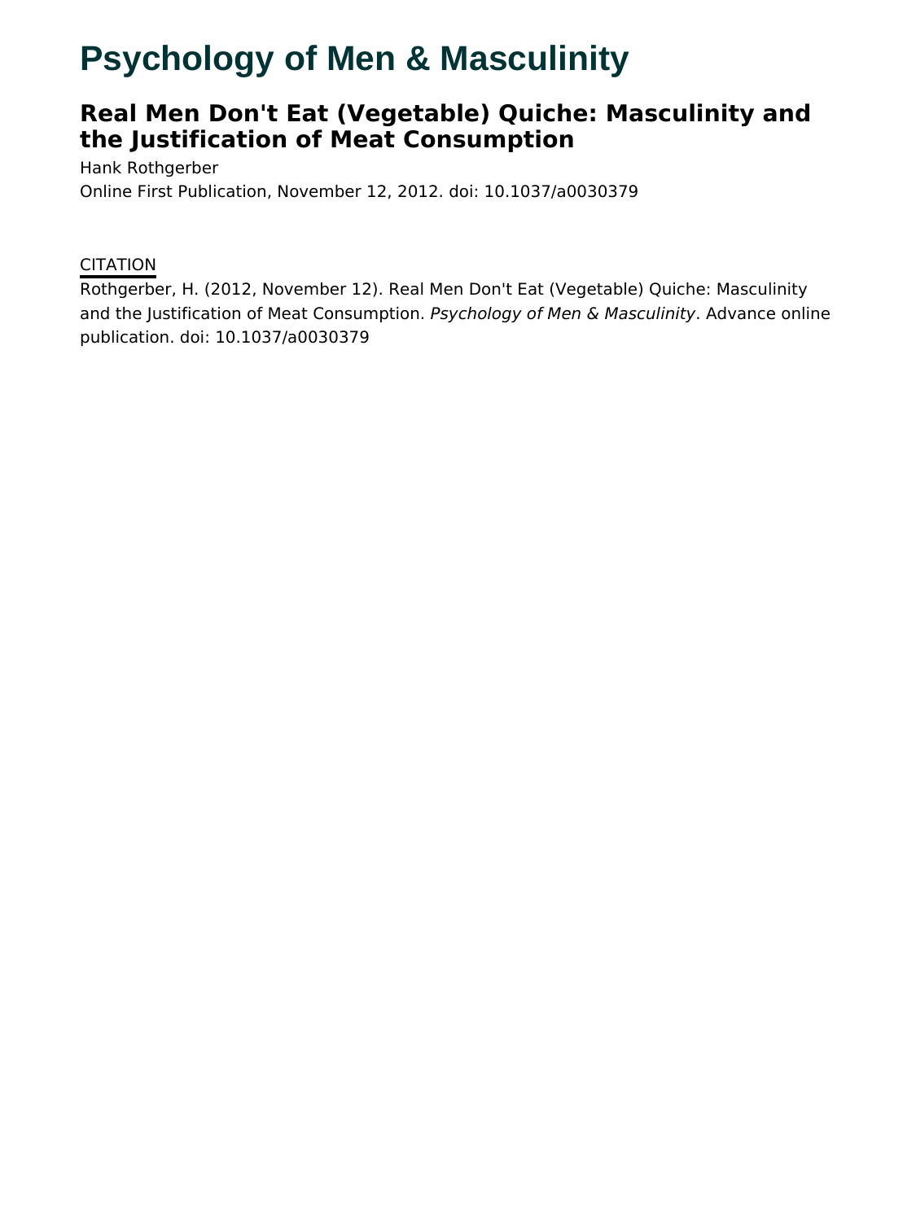# Psychology of Men & Masculinity

## Real Men Don't Eat (Vegetable) Quiche: Masculinity and the Justification of Meat Consumption

Hank Rothgerber

Online First Publication, November 12, 2012. doi: 10.1037/a0030379

CITATION

Rothgerber, H. (2012, November 12). Real Men Don't Eat (Vegetable) Quiche: Masculinity and the Justification of Meat Consumption. *Psychology of Men & Masculinity*. Advance online publication. doi: 10.1037/a0030379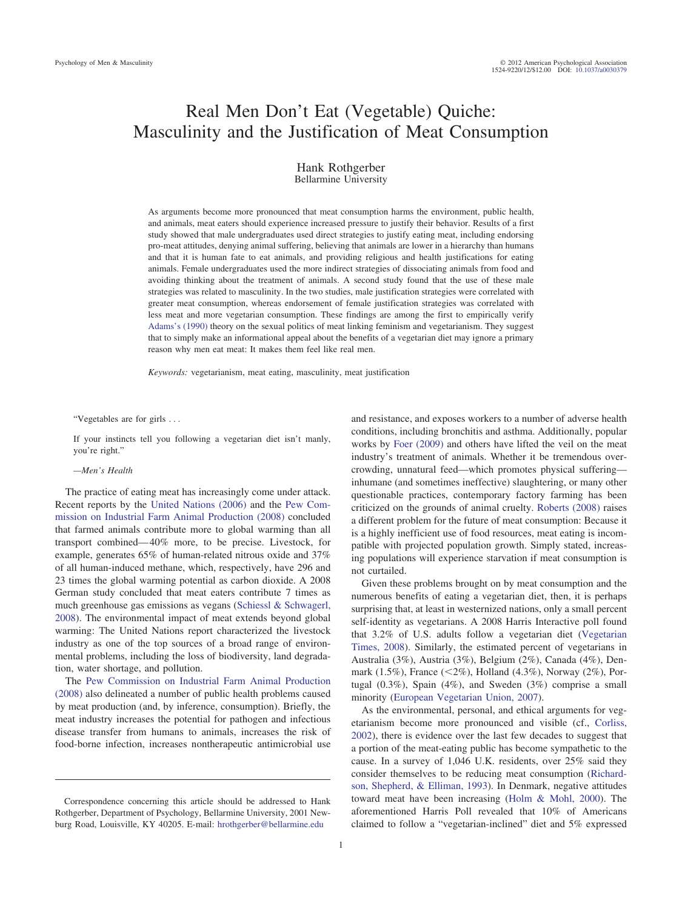# Real Men Don't Eat (Vegetable) Quiche: Masculinity and the Justification of Meat Consumption

Hank Rothgerber
Bellarmine University

As arguments become more pronounced that meat consumption harms the environment, public health, and animals, meat eaters should experience increased pressure to justify their behavior. Results of a first study showed that male undergraduates used direct strategies to justify eating meat, including endorsing pro-meat attitudes, denying animal suffering, believing that animals are lower in a hierarchy than humans and that it is human fate to eat animals, and providing religious and health justifications for eating animals. Female undergraduates used the more indirect strategies of dissociating animals from food and avoiding thinking about the treatment of animals. A second study found that the use of these male strategies was related to masculinity. In the two studies, male justification strategies were correlated with greater meat consumption, whereas endorsement of female justification strategies was correlated with less meat and more vegetarian consumption. These findings are among the first to empirically verify Adams's (1990) theory on the sexual politics of meat linking feminism and vegetarianism. They suggest that to simply make an informational appeal about the benefits of a vegetarian diet may ignore a primary reason why men eat meat: It makes them feel like real men.

*Keywords:* vegetarianism, meat eating, masculinity, meat justification

> "Vegetables are for girls . . .
>
> If your instincts tell you following a vegetarian diet isn't manly, you're right."
>
> —*Men's Health*

The practice of eating meat has increasingly come under attack. Recent reports by the United Nations (2006) and the Pew Commission on Industrial Farm Animal Production (2008) concluded that farmed animals contribute more to global warming than all transport combined—40% more, to be precise. Livestock, for example, generates 65% of human-related nitrous oxide and 37% of all human-induced methane, which, respectively, have 296 and 23 times the global warming potential as carbon dioxide. A 2008 German study concluded that meat eaters contribute 7 times as much greenhouse gas emissions as vegans (Schiessl & Schwagerl, 2008). The environmental impact of meat extends beyond global warming: The United Nations report characterized the livestock industry as one of the top sources of a broad range of environmental problems, including the loss of biodiversity, land degradation, water shortage, and pollution.

The Pew Commission on Industrial Farm Animal Production (2008) also delineated a number of public health problems caused by meat production (and, by inference, consumption). Briefly, the meat industry increases the potential for pathogen and infectious disease transfer from humans to animals, increases the risk of food-borne infection, increases nontherapeutic antimicrobial use and resistance, and exposes workers to a number of adverse health conditions, including bronchitis and asthma. Additionally, popular works by Foer (2009) and others have lifted the veil on the meat industry's treatment of animals. Whether it be tremendous overcrowding, unnatural feed—which promotes physical suffering—inhumane (and sometimes ineffective) slaughtering, or many other questionable practices, contemporary factory farming has been criticized on the grounds of animal cruelty. Roberts (2008) raises a different problem for the future of meat consumption: Because it is a highly inefficient use of food resources, meat eating is incompatible with projected population growth. Simply stated, increasing populations will experience starvation if meat consumption is not curtailed.

Given these problems brought on by meat consumption and the numerous benefits of eating a vegetarian diet, then, it is perhaps surprising that, at least in westernized nations, only a small percent self-identity as vegetarians. A 2008 Harris Interactive poll found that 3.2% of U.S. adults follow a vegetarian diet (Vegetarian Times, 2008). Similarly, the estimated percent of vegetarians in Australia (3%), Austria (3%), Belgium (2%), Canada (4%), Denmark (1.5%), France (<2%), Holland (4.3%), Norway (2%), Portugal (0.3%), Spain (4%), and Sweden (3%) comprise a small minority (European Vegetarian Union, 2007).

As the environmental, personal, and ethical arguments for vegetarianism become more pronounced and visible (cf., Corliss, 2002), there is evidence over the last few decades to suggest that a portion of the meat-eating public has become sympathetic to the cause. In a survey of 1,046 U.K. residents, over 25% said they consider themselves to be reducing meat consumption (Richardson, Shepherd, & Elliman, 1993). In Denmark, negative attitudes toward meat have been increasing (Holm & Mohl, 2000). The aforementioned Harris Poll revealed that 10% of Americans claimed to follow a "vegetarian-inclined" diet and 5% expressed

Correspondence concerning this article should be addressed to Hank Rothgerber, Department of Psychology, Bellarmine University, 2001 Newburg Road, Louisville, KY 40205. E-mail: hrothgerber@bellarmine.edu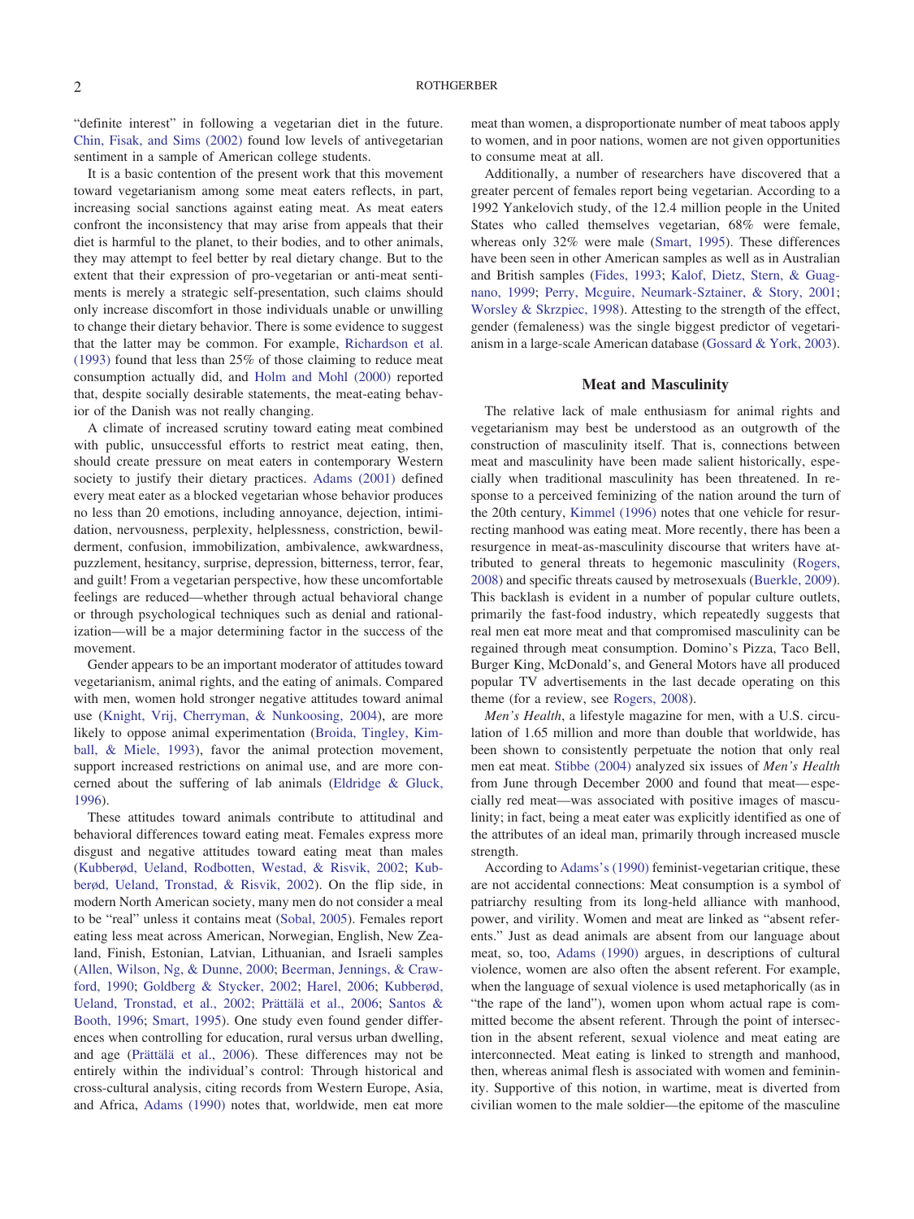"definite interest" in following a vegetarian diet in the future. Chin, Fisak, and Sims (2002) found low levels of antivegetarian sentiment in a sample of American college students.

It is a basic contention of the present work that this movement toward vegetarianism among some meat eaters reflects, in part, increasing social sanctions against eating meat. As meat eaters confront the inconsistency that may arise from appeals that their diet is harmful to the planet, to their bodies, and to other animals, they may attempt to feel better by real dietary change. But to the extent that their expression of pro-vegetarian or anti-meat sentiments is merely a strategic self-presentation, such claims should only increase discomfort in those individuals unable or unwilling to change their dietary behavior. There is some evidence to suggest that the latter may be common. For example, Richardson et al. (1993) found that less than 25% of those claiming to reduce meat consumption actually did, and Holm and Mohl (2000) reported that, despite socially desirable statements, the meat-eating behavior of the Danish was not really changing.

A climate of increased scrutiny toward eating meat combined with public, unsuccessful efforts to restrict meat eating, then, should create pressure on meat eaters in contemporary Western society to justify their dietary practices. Adams (2001) defined every meat eater as a blocked vegetarian whose behavior produces no less than 20 emotions, including annoyance, dejection, intimidation, nervousness, perplexity, helplessness, constriction, bewilderment, confusion, immobilization, ambivalence, awkwardness, puzzlement, hesitancy, surprise, depression, bitterness, terror, fear, and guilt! From a vegetarian perspective, how these uncomfortable feelings are reduced—whether through actual behavioral change or through psychological techniques such as denial and rationalization—will be a major determining factor in the success of the movement.

Gender appears to be an important moderator of attitudes toward vegetarianism, animal rights, and the eating of animals. Compared with men, women hold stronger negative attitudes toward animal use (Knight, Vrij, Cherryman, & Nunkoosing, 2004), are more likely to oppose animal experimentation (Broida, Tingley, Kimball, & Miele, 1993), favor the animal protection movement, support increased restrictions on animal use, and are more concerned about the suffering of lab animals (Eldridge & Gluck, 1996).

These attitudes toward animals contribute to attitudinal and behavioral differences toward eating meat. Females express more disgust and negative attitudes toward eating meat than males (Kubberød, Ueland, Rodbotten, Westad, & Risvik, 2002; Kubberød, Ueland, Tronstad, & Risvik, 2002). On the flip side, in modern North American society, many men do not consider a meal to be "real" unless it contains meat (Sobal, 2005). Females report eating less meat across American, Norwegian, English, New Zealand, Finnish, Estonian, Latvian, Lithuanian, and Israeli samples (Allen, Wilson, Ng, & Dunne, 2000; Beerman, Jennings, & Crawford, 1990; Goldberg & Stycker, 2002; Harel, 2006; Kubberød, Ueland, Tronstad, et al., 2002; Prättälä et al., 2006; Santos & Booth, 1996; Smart, 1995). One study even found gender differences when controlling for education, rural versus urban dwelling, and age (Prättälä et al., 2006). These differences may not be entirely within the individual's control: Through historical and cross-cultural analysis, citing records from Western Europe, Asia, and Africa, Adams (1990) notes that, worldwide, men eat more meat than women, a disproportionate number of meat taboos apply to women, and in poor nations, women are not given opportunities to consume meat at all.

Additionally, a number of researchers have discovered that a greater percent of females report being vegetarian. According to a 1992 Yankelovich study, of the 12.4 million people in the United States who called themselves vegetarian, 68% were female, whereas only 32% were male (Smart, 1995). These differences have been seen in other American samples as well as in Australian and British samples (Fides, 1993; Kalof, Dietz, Stern, & Guagnano, 1999; Perry, Mcguire, Neumark-Sztainer, & Story, 2001; Worsley & Skrzpiec, 1998). Attesting to the strength of the effect, gender (femaleness) was the single biggest predictor of vegetarianism in a large-scale American database (Gossard & York, 2003).

## Meat and Masculinity

The relative lack of male enthusiasm for animal rights and vegetarianism may best be understood as an outgrowth of the construction of masculinity itself. That is, connections between meat and masculinity have been made salient historically, especially when traditional masculinity has been threatened. In response to a perceived feminizing of the nation around the turn of the 20th century, Kimmel (1996) notes that one vehicle for resurrecting manhood was eating meat. More recently, there has been a resurgence in meat-as-masculinity discourse that writers have attributed to general threats to hegemonic masculinity (Rogers, 2008) and specific threats caused by metrosexuals (Buerkle, 2009). This backlash is evident in a number of popular culture outlets, primarily the fast-food industry, which repeatedly suggests that real men eat more meat and that compromised masculinity can be regained through meat consumption. Domino's Pizza, Taco Bell, Burger King, McDonald's, and General Motors have all produced popular TV advertisements in the last decade operating on this theme (for a review, see Rogers, 2008).

*Men's Health*, a lifestyle magazine for men, with a U.S. circulation of 1.65 million and more than double that worldwide, has been shown to consistently perpetuate the notion that only real men eat meat. Stibbe (2004) analyzed six issues of *Men's Health* from June through December 2000 and found that meat—especially red meat—was associated with positive images of masculinity; in fact, being a meat eater was explicitly identified as one of the attributes of an ideal man, primarily through increased muscle strength.

According to Adams's (1990) feminist-vegetarian critique, these are not accidental connections: Meat consumption is a symbol of patriarchy resulting from its long-held alliance with manhood, power, and virility. Women and meat are linked as "absent referents." Just as dead animals are absent from our language about meat, so, too, Adams (1990) argues, in descriptions of cultural violence, women are also often the absent referent. For example, when the language of sexual violence is used metaphorically (as in "the rape of the land"), women upon whom actual rape is committed become the absent referent. Through the point of intersection in the absent referent, sexual violence and meat eating are interconnected. Meat eating is linked to strength and manhood, then, whereas animal flesh is associated with women and femininity. Supportive of this notion, in wartime, meat is diverted from civilian women to the male soldier—the epitome of the masculine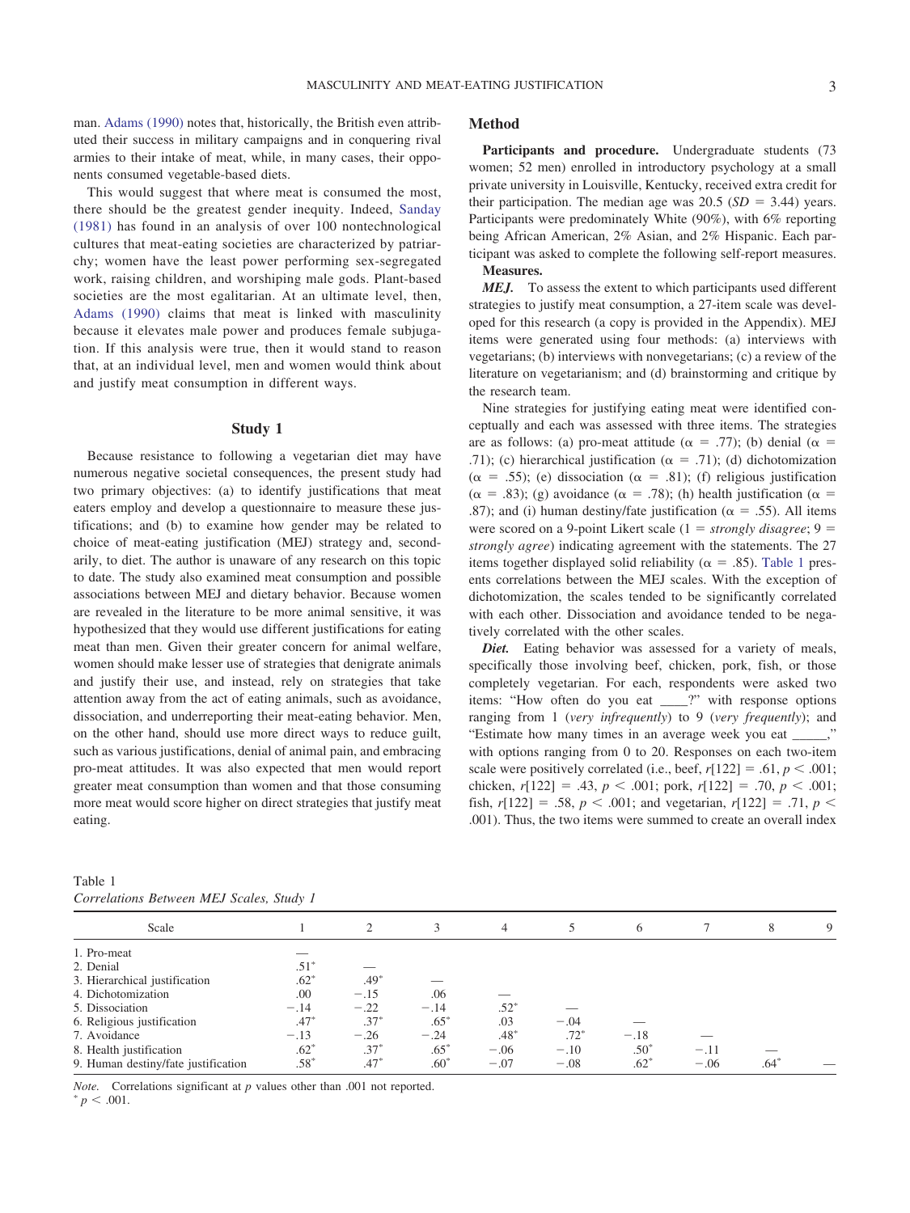man. Adams (1990) notes that, historically, the British even attributed their success in military campaigns and in conquering rival armies to their intake of meat, while, in many cases, their opponents consumed vegetable-based diets.

This would suggest that where meat is consumed the most, there should be the greatest gender inequity. Indeed, Sanday (1981) has found in an analysis of over 100 nontechnological cultures that meat-eating societies are characterized by patriarchy; women have the least power performing sex-segregated work, raising children, and worshiping male gods. Plant-based societies are the most egalitarian. At an ultimate level, then, Adams (1990) claims that meat is linked with masculinity because it elevates male power and produces female subjugation. If this analysis were true, then it would stand to reason that, at an individual level, men and women would think about and justify meat consumption in different ways.

## Study 1

Because resistance to following a vegetarian diet may have numerous negative societal consequences, the present study had two primary objectives: (a) to identify justifications that meat eaters employ and develop a questionnaire to measure these justifications; and (b) to examine how gender may be related to choice of meat-eating justification (MEJ) strategy and, secondarily, to diet. The author is unaware of any research on this topic to date. The study also examined meat consumption and possible associations between MEJ and dietary behavior. Because women are revealed in the literature to be more animal sensitive, it was hypothesized that they would use different justifications for eating meat than men. Given their greater concern for animal welfare, women should make lesser use of strategies that denigrate animals and justify their use, and instead, rely on strategies that take attention away from the act of eating animals, such as avoidance, dissociation, and underreporting their meat-eating behavior. Men, on the other hand, should use more direct ways to reduce guilt, such as various justifications, denial of animal pain, and embracing pro-meat attitudes. It was also expected that men would report greater meat consumption than women and that those consuming more meat would score higher on direct strategies that justify meat eating.

### Method

**Participants and procedure.** Undergraduate students (73 women; 52 men) enrolled in introductory psychology at a small private university in Louisville, Kentucky, received extra credit for their participation. The median age was 20.5 ($SD = 3.44$) years. Participants were predominately White (90%), with 6% reporting being African American, 2% Asian, and 2% Hispanic. Each participant was asked to complete the following self-report measures.

**Measures.**

***MEJ.*** To assess the extent to which participants used different strategies to justify meat consumption, a 27-item scale was developed for this research (a copy is provided in the Appendix). MEJ items were generated using four methods: (a) interviews with vegetarians; (b) interviews with nonvegetarians; (c) a review of the literature on vegetarianism; and (d) brainstorming and critique by the research team.

Nine strategies for justifying eating meat were identified conceptually and each was assessed with three items. The strategies are as follows: (a) pro-meat attitude ($\alpha = .77$); (b) denial ($\alpha = .71$); (c) hierarchical justification ($\alpha = .71$); (d) dichotomization ($\alpha = .55$); (e) dissociation ($\alpha = .81$); (f) religious justification ($\alpha = .83$); (g) avoidance ($\alpha = .78$); (h) health justification ($\alpha = .87$); and (i) human destiny/fate justification ($\alpha = .55$). All items were scored on a 9-point Likert scale (1 = *strongly disagree*; 9 = *strongly agree*) indicating agreement with the statements. The 27 items together displayed solid reliability ($\alpha = .85$). Table 1 presents correlations between the MEJ scales. With the exception of dichotomization, the scales tended to be significantly correlated with each other. Dissociation and avoidance tended to be negatively correlated with the other scales.

***Diet.*** Eating behavior was assessed for a variety of meals, specifically those involving beef, chicken, pork, fish, or those completely vegetarian. For each, respondents were asked two items: "How often do you eat ____?" with response options ranging from 1 (*very infrequently*) to 9 (*very frequently*); and "Estimate how many times in an average week you eat _____," with options ranging from 0 to 20. Responses on each two-item scale were positively correlated (i.e., beef, $r[122] = .61$, $p < .001$; chicken, $r[122] = .43$, $p < .001$; pork, $r[122] = .70$, $p < .001$; fish, $r[122] = .58$, $p < .001$; and vegetarian, $r[122] = .71$, $p < .001$). Thus, the two items were summed to create an overall index

Table 1
*Correlations Between MEJ Scales, Study 1*

| Scale | 1 | 2 | 3 | 4 | 5 | 6 | 7 | 8 | 9 |
|---|---|---|---|---|---|---|---|---|---|
| 1. Pro-meat | — | | | | | | | | |
| 2. Denial | .51* | — | | | | | | | |
| 3. Hierarchical justification | .62* | .49* | — | | | | | | |
| 4. Dichotomization | .00 | −.15 | .06 | — | | | | | |
| 5. Dissociation | −.14 | −.22 | −.14 | .52* | — | | | | |
| 6. Religious justification | .47* | .37* | .65* | .03 | −.04 | — | | | |
| 7. Avoidance | −.13 | −.26 | −.24 | .48* | .72* | −.18 | — | | |
| 8. Health justification | .62* | .37* | .65* | −.06 | −.10 | .50* | −.11 | — | |
| 9. Human destiny/fate justification | .58* | .47* | .60* | −.07 | −.08 | .62* | −.06 | .64* | — |

*Note.* Correlations significant at *p* values other than .001 not reported.
* $p < .001$.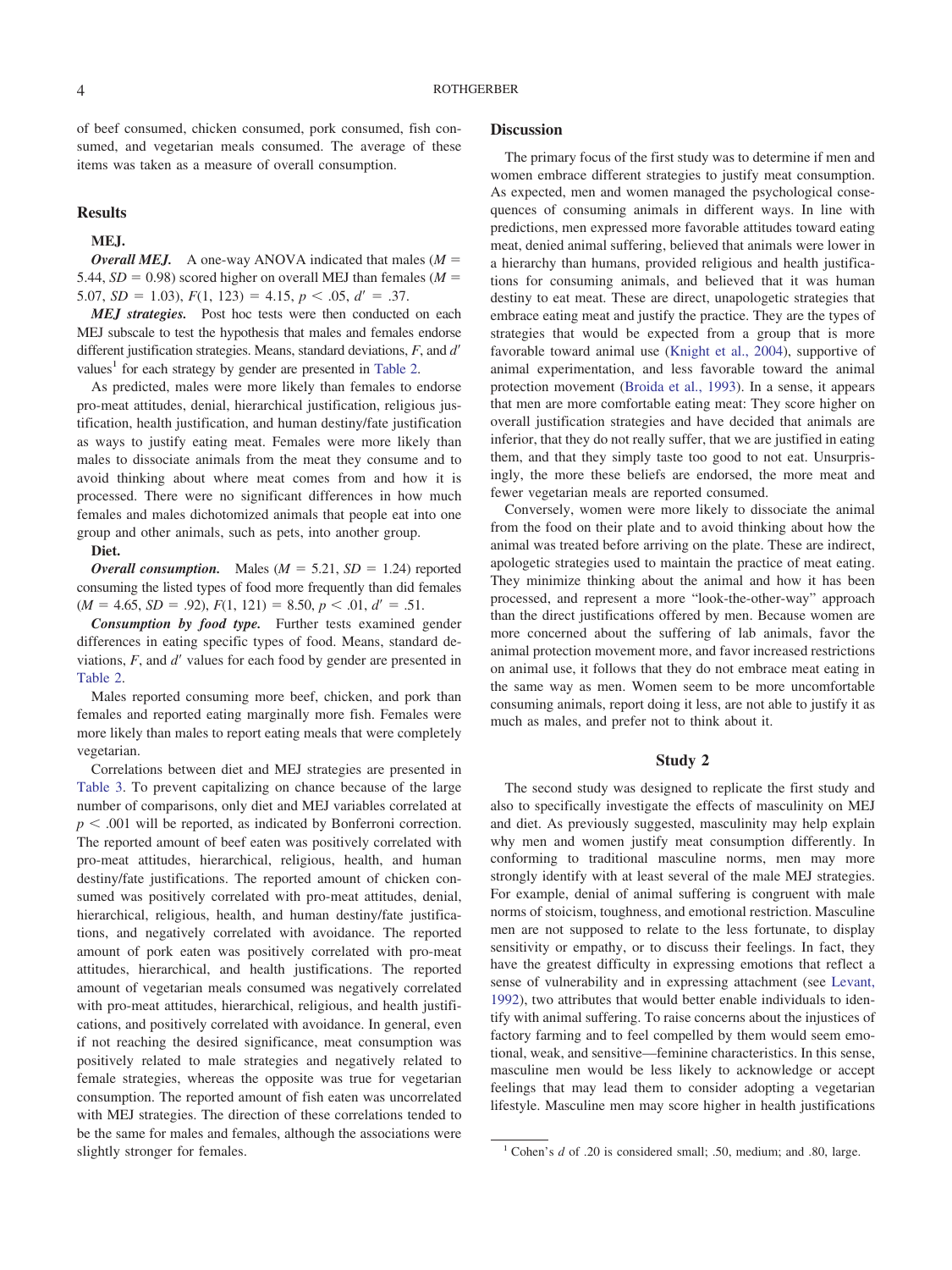of beef consumed, chicken consumed, pork consumed, fish consumed, and vegetarian meals consumed. The average of these items was taken as a measure of overall consumption.

## Results

### MEJ.

***Overall MEJ.*** A one-way ANOVA indicated that males ($M = 5.44$, $SD = 0.98$) scored higher on overall MEJ than females ($M = 5.07$, $SD = 1.03$), $F(1, 123) = 4.15$, $p < .05$, $d' = .37$.

***MEJ strategies.*** Post hoc tests were then conducted on each MEJ subscale to test the hypothesis that males and females endorse different justification strategies. Means, standard deviations, *F*, and $d'$ values[1] for each strategy by gender are presented in Table 2.

As predicted, males were more likely than females to endorse pro-meat attitudes, denial, hierarchical justification, religious justification, health justification, and human destiny/fate justification as ways to justify eating meat. Females were more likely than males to dissociate animals from the meat they consume and to avoid thinking about where meat comes from and how it is processed. There were no significant differences in how much females and males dichotomized animals that people eat into one group and other animals, such as pets, into another group.

### Diet.

***Overall consumption.*** Males ($M = 5.21$, $SD = 1.24$) reported consuming the listed types of food more frequently than did females ($M = 4.65$, $SD = .92$), $F(1, 121) = 8.50$, $p < .01$, $d' = .51$.

***Consumption by food type.*** Further tests examined gender differences in eating specific types of food. Means, standard deviations, *F*, and $d'$ values for each food by gender are presented in Table 2.

Males reported consuming more beef, chicken, and pork than females and reported eating marginally more fish. Females were more likely than males to report eating meals that were completely vegetarian.

Correlations between diet and MEJ strategies are presented in Table 3. To prevent capitalizing on chance because of the large number of comparisons, only diet and MEJ variables correlated at $p < .001$ will be reported, as indicated by Bonferroni correction. The reported amount of beef eaten was positively correlated with pro-meat attitudes, hierarchical, religious, health, and human destiny/fate justifications. The reported amount of chicken consumed was positively correlated with pro-meat attitudes, denial, hierarchical, religious, health, and human destiny/fate justifications, and negatively correlated with avoidance. The reported amount of pork eaten was positively correlated with pro-meat attitudes, hierarchical, and health justifications. The reported amount of vegetarian meals consumed was negatively correlated with pro-meat attitudes, hierarchical, religious, and health justifications, and positively correlated with avoidance. In general, even if not reaching the desired significance, meat consumption was positively related to male strategies and negatively related to female strategies, whereas the opposite was true for vegetarian consumption. The reported amount of fish eaten was uncorrelated with MEJ strategies. The direction of these correlations tended to be the same for males and females, although the associations were slightly stronger for females.

## Discussion

The primary focus of the first study was to determine if men and women embrace different strategies to justify meat consumption. As expected, men and women managed the psychological consequences of consuming animals in different ways. In line with predictions, men expressed more favorable attitudes toward eating meat, denied animal suffering, believed that animals were lower in a hierarchy than humans, provided religious and health justifications for consuming animals, and believed that it was human destiny to eat meat. These are direct, unapologetic strategies that embrace eating meat and justify the practice. They are the types of strategies that would be expected from a group that is more favorable toward animal use (Knight et al., 2004), supportive of animal experimentation, and less favorable toward the animal protection movement (Broida et al., 1993). In a sense, it appears that men are more comfortable eating meat: They score higher on overall justification strategies and have decided that animals are inferior, that they do not really suffer, that we are justified in eating them, and that they simply taste too good to not eat. Unsurprisingly, the more these beliefs are endorsed, the more meat and fewer vegetarian meals are reported consumed.

Conversely, women were more likely to dissociate the animal from the food on their plate and to avoid thinking about how the animal was treated before arriving on the plate. These are indirect, apologetic strategies used to maintain the practice of meat eating. They minimize thinking about the animal and how it has been processed, and represent a more "look-the-other-way" approach than the direct justifications offered by men. Because women are more concerned about the suffering of lab animals, favor the animal protection movement more, and favor increased restrictions on animal use, it follows that they do not embrace meat eating in the same way as men. Women seem to be more uncomfortable consuming animals, report doing it less, are not able to justify it as much as males, and prefer not to think about it.

## Study 2

The second study was designed to replicate the first study and also to specifically investigate the effects of masculinity on MEJ and diet. As previously suggested, masculinity may help explain why men and women justify meat consumption differently. In conforming to traditional masculine norms, men may more strongly identify with at least several of the male MEJ strategies. For example, denial of animal suffering is congruent with male norms of stoicism, toughness, and emotional restriction. Masculine men are not supposed to relate to the less fortunate, to display sensitivity or empathy, or to discuss their feelings. In fact, they have the greatest difficulty in expressing emotions that reflect a sense of vulnerability and in expressing attachment (see Levant, 1992), two attributes that would better enable individuals to identify with animal suffering. To raise concerns about the injustices of factory farming and to feel compelled by them would seem emotional, weak, and sensitive—feminine characteristics. In this sense, masculine men would be less likely to acknowledge or accept feelings that may lead them to consider adopting a vegetarian lifestyle. Masculine men may score higher in health justifications

[1] Cohen's *d* of .20 is considered small; .50, medium; and .80, large.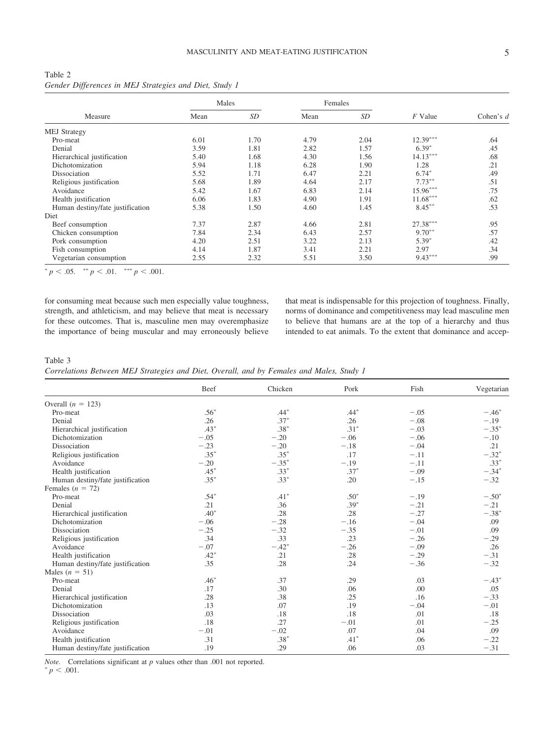Table 2
*Gender Differences in MEJ Strategies and Diet, Study 1*

| Measure | Males | | Females | | | |
|---|---|---|---|---|---|---|
| | Mean | *SD* | Mean | *SD* | *F* Value | Cohen's *d* |
| MEJ Strategy | | | | | | |
| Pro-meat | 6.01 | 1.70 | 4.79 | 2.04 | $12.39^{***}$ | .64 |
| Denial | 3.59 | 1.81 | 2.82 | 1.57 | $6.39^{*}$ | .45 |
| Hierarchical justification | 5.40 | 1.68 | 4.30 | 1.56 | $14.13^{***}$ | .68 |
| Dichotomization | 5.94 | 1.18 | 6.28 | 1.90 | 1.28 | .21 |
| Dissociation | 5.52 | 1.71 | 6.47 | 2.21 | $6.74^{*}$ | .49 |
| Religious justification | 5.68 | 1.89 | 4.64 | 2.17 | $7.73^{**}$ | .51 |
| Avoidance | 5.42 | 1.67 | 6.83 | 2.14 | $15.96^{***}$ | .75 |
| Health justification | 6.06 | 1.83 | 4.90 | 1.91 | $11.68^{***}$ | .62 |
| Human destiny/fate justification | 5.38 | 1.50 | 4.60 | 1.45 | $8.45^{**}$ | .53 |
| Diet | | | | | | |
| Beef consumption | 7.37 | 2.87 | 4.66 | 2.81 | $27.38^{***}$ | .95 |
| Chicken consumption | 7.84 | 2.34 | 6.43 | 2.57 | $9.70^{**}$ | .57 |
| Pork consumption | 4.20 | 2.51 | 3.22 | 2.13 | $5.39^{*}$ | .42 |
| Fish consumption | 4.14 | 1.87 | 3.41 | 2.21 | 2.97 | .34 |
| Vegetarian consumption | 2.55 | 2.32 | 5.51 | 3.50 | $9.43^{***}$ | .99 |

$^{*}$ $p < .05$. $^{**}$ $p < .01$. $^{***}$ $p < .001$.

for consuming meat because such men especially value toughness, strength, and athleticism, and may believe that meat is necessary for these outcomes. That is, masculine men may overemphasize the importance of being muscular and may erroneously believe that meat is indispensable for this projection of toughness. Finally, norms of dominance and competitiveness may lead masculine men to believe that humans are at the top of a hierarchy and thus intended to eat animals. To the extent that dominance and accep-

Table 3
*Correlations Between MEJ Strategies and Diet, Overall, and by Females and Males, Study 1*

| | Beef | Chicken | Pork | Fish | Vegetarian |
|---|---|---|---|---|---|
| Overall ($n = 123$) | | | | | |
| Pro-meat | $.56^{*}$ | $.44^{*}$ | $.44^{*}$ | −.05 | $-.46^{*}$ |
| Denial | .26 | $.37^{*}$ | .26 | −.08 | −.19 |
| Hierarchical justification | $.43^{*}$ | $.38^{*}$ | $.31^{*}$ | −.03 | $-.35^{*}$ |
| Dichotomization | −.05 | −.20 | −.06 | −.06 | −.10 |
| Dissociation | −.23 | −.20 | −.18 | −.04 | .21 |
| Religious justification | $.35^{*}$ | $.35^{*}$ | .17 | −.11 | $-.32^{*}$ |
| Avoidance | −.20 | $-.35^{*}$ | −.19 | −.11 | $.33^{*}$ |
| Health justification | $.45^{*}$ | $.33^{*}$ | $.37^{*}$ | −.09 | $-.34^{*}$ |
| Human destiny/fate justification | $.35^{*}$ | $.33^{*}$ | .20 | −.15 | −.32 |
| Females ($n = 72$) | | | | | |
| Pro-meat | $.54^{*}$ | $.41^{*}$ | $.50^{*}$ | −.19 | $-.50^{*}$ |
| Denial | .21 | .36 | $.39^{*}$ | −.21 | −.21 |
| Hierarchical justification | $.40^{*}$ | .28 | .28 | −.27 | $-.38^{*}$ |
| Dichotomization | −.06 | −.28 | −.16 | −.04 | .09 |
| Dissociation | −.25 | −.32 | −.35 | −.01 | .09 |
| Religious justification | .34 | .33 | .23 | −.26 | −.29 |
| Avoidance | −.07 | $-.42^{*}$ | −.26 | −.09 | .26 |
| Health justification | $.42^{*}$ | .21 | .28 | −.29 | −.31 |
| Human destiny/fate justification | .35 | .28 | .24 | −.36 | −.32 |
| Males ($n = 51$) | | | | | |
| Pro-meat | $.46^{*}$ | .37 | .29 | .03 | $-.43^{*}$ |
| Denial | .17 | .30 | .06 | .00 | .05 |
| Hierarchical justification | .28 | .38 | .25 | .16 | −.33 |
| Dichotomization | .13 | .07 | .19 | −.04 | −.01 |
| Dissociation | .03 | .18 | .18 | .01 | .18 |
| Religious justification | .18 | .27 | −.01 | .01 | −.25 |
| Avoidance | −.01 | −.02 | .07 | .04 | .09 |
| Health justification | .31 | $.38^{*}$ | $.41^{*}$ | .06 | −.22 |
| Human destiny/fate justification | .19 | .29 | .06 | .03 | −.31 |

*Note.* Correlations significant at *p* values other than .001 not reported.
$^{*}$ $p < .001$.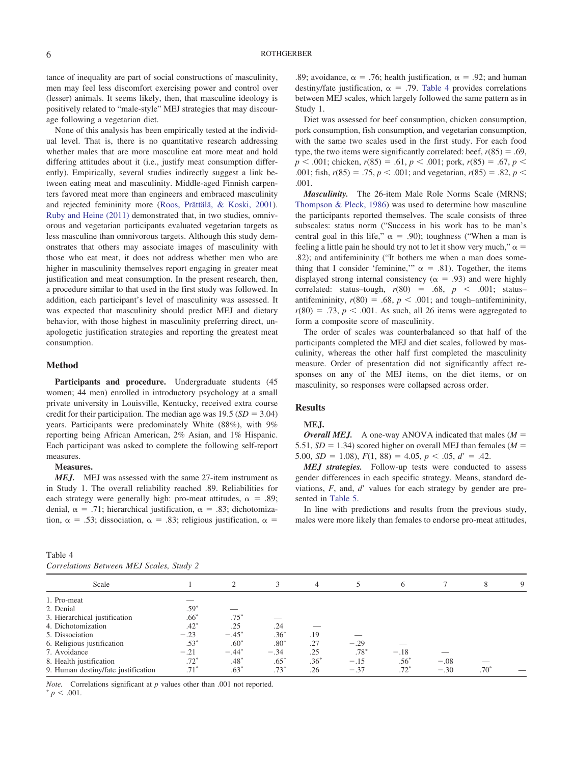tance of inequality are part of social constructions of masculinity, men may feel less discomfort exercising power and control over (lesser) animals. It seems likely, then, that masculine ideology is positively related to "male-style" MEJ strategies that may discourage following a vegetarian diet.

None of this analysis has been empirically tested at the individual level. That is, there is no quantitative research addressing whether males that are more masculine eat more meat and hold differing attitudes about it (i.e., justify meat consumption differently). Empirically, several studies indirectly suggest a link between eating meat and masculinity. Middle-aged Finnish carpenters favored meat more than engineers and embraced masculinity and rejected femininity more (Roos, Prättälä, & Koski, 2001). Ruby and Heine (2011) demonstrated that, in two studies, omnivorous and vegetarian participants evaluated vegetarian targets as less masculine than omnivorous targets. Although this study demonstrates that others may associate images of masculinity with those who eat meat, it does not address whether men who are higher in masculinity themselves report engaging in greater meat justification and meat consumption. In the present research, then, a procedure similar to that used in the first study was followed. In addition, each participant's level of masculinity was assessed. It was expected that masculinity should predict MEJ and dietary behavior, with those highest in masculinity preferring direct, unapologetic justification strategies and reporting the greatest meat consumption.

## Method

**Participants and procedure.** Undergraduate students (45 women; 44 men) enrolled in introductory psychology at a small private university in Louisville, Kentucky, received extra course credit for their participation. The median age was 19.5 ($SD = 3.04$) years. Participants were predominately White (88%), with 9% reporting being African American, 2% Asian, and 1% Hispanic. Each participant was asked to complete the following self-report measures.

**Measures.**

***MEJ.*** MEJ was assessed with the same 27-item instrument as in Study 1. The overall reliability reached .89. Reliabilities for each strategy were generally high: pro-meat attitudes, $\alpha = .89$; denial, $\alpha = .71$; hierarchical justification, $\alpha = .83$; dichotomization, $\alpha = .53$; dissociation, $\alpha = .83$; religious justification, $\alpha = .89$; avoidance, $\alpha = .76$; health justification, $\alpha = .92$; and human destiny/fate justification, $\alpha = .79$. Table 4 provides correlations between MEJ scales, which largely followed the same pattern as in Study 1.

Diet was assessed for beef consumption, chicken consumption, pork consumption, fish consumption, and vegetarian consumption, with the same two scales used in the first study. For each food type, the two items were significantly correlated: beef, $r(85) = .69$, $p < .001$; chicken, $r(85) = .61$, $p < .001$; pork, $r(85) = .67$, $p < .001$; fish, $r(85) = .75$, $p < .001$; and vegetarian, $r(85) = .82$, $p < .001$.

***Masculinity.*** The 26-item Male Role Norms Scale (MRNS; Thompson & Pleck, 1986) was used to determine how masculine the participants reported themselves. The scale consists of three subscales: status norm ("Success in his work has to be man's central goal in this life," $\alpha = .90$); toughness ("When a man is feeling a little pain he should try not to let it show very much," $\alpha = .82$); and antifemininity ("It bothers me when a man does something that I consider 'feminine,'" $\alpha = .81$). Together, the items displayed strong internal consistency ($\alpha = .93$) and were highly correlated: status–tough, $r(80) = .68$, $p < .001$; status–antifemininity, $r(80) = .68$, $p < .001$; and tough–antifemininity, $r(80) = .73$, $p < .001$. As such, all 26 items were aggregated to form a composite score of masculinity.

The order of scales was counterbalanced so that half of the participants completed the MEJ and diet scales, followed by masculinity, whereas the other half first completed the masculinity measure. Order of presentation did not significantly affect responses on any of the MEJ items, on the diet items, or on masculinity, so responses were collapsed across order.

## Results

**MEJ.**

***Overall MEJ.*** A one-way ANOVA indicated that males ($M = 5.51$, $SD = 1.34$) scored higher on overall MEJ than females ($M = 5.00$, $SD = 1.08$), $F(1, 88) = 4.05$, $p < .05$, $d' = .42$.

***MEJ strategies.*** Follow-up tests were conducted to assess gender differences in each specific strategy. Means, standard deviations, $F$, and $d'$ values for each strategy by gender are presented in Table 5.

In line with predictions and results from the previous study, males were more likely than females to endorse pro-meat attitudes,

Table 4
*Correlations Between MEJ Scales, Study 2*

| Scale | 1 | 2 | 3 | 4 | 5 | 6 | 7 | 8 | 9 |
|---|---|---|---|---|---|---|---|---|---|
| 1. Pro-meat | — | | | | | | | | |
| 2. Denial | .59* | — | | | | | | | |
| 3. Hierarchical justification | .66* | .75* | — | | | | | | |
| 4. Dichotomization | .42* | .25 | .24 | — | | | | | |
| 5. Dissociation | −.23 | −.45* | .36* | .19 | — | | | | |
| 6. Religious justification | .53* | .60* | .80* | .27 | −.29 | — | | | |
| 7. Avoidance | −.21 | −.44* | −.34 | .25 | .78* | −.18 | — | | |
| 8. Health justification | .72* | .48* | .65* | .36* | −.15 | .56* | −.08 | — | |
| 9. Human destiny/fate justification | .71* | .63* | .73* | .26 | −.37 | .72* | −.30 | .70* | — |

*Note.* Correlations significant at $p$ values other than .001 not reported.
* $p < .001$.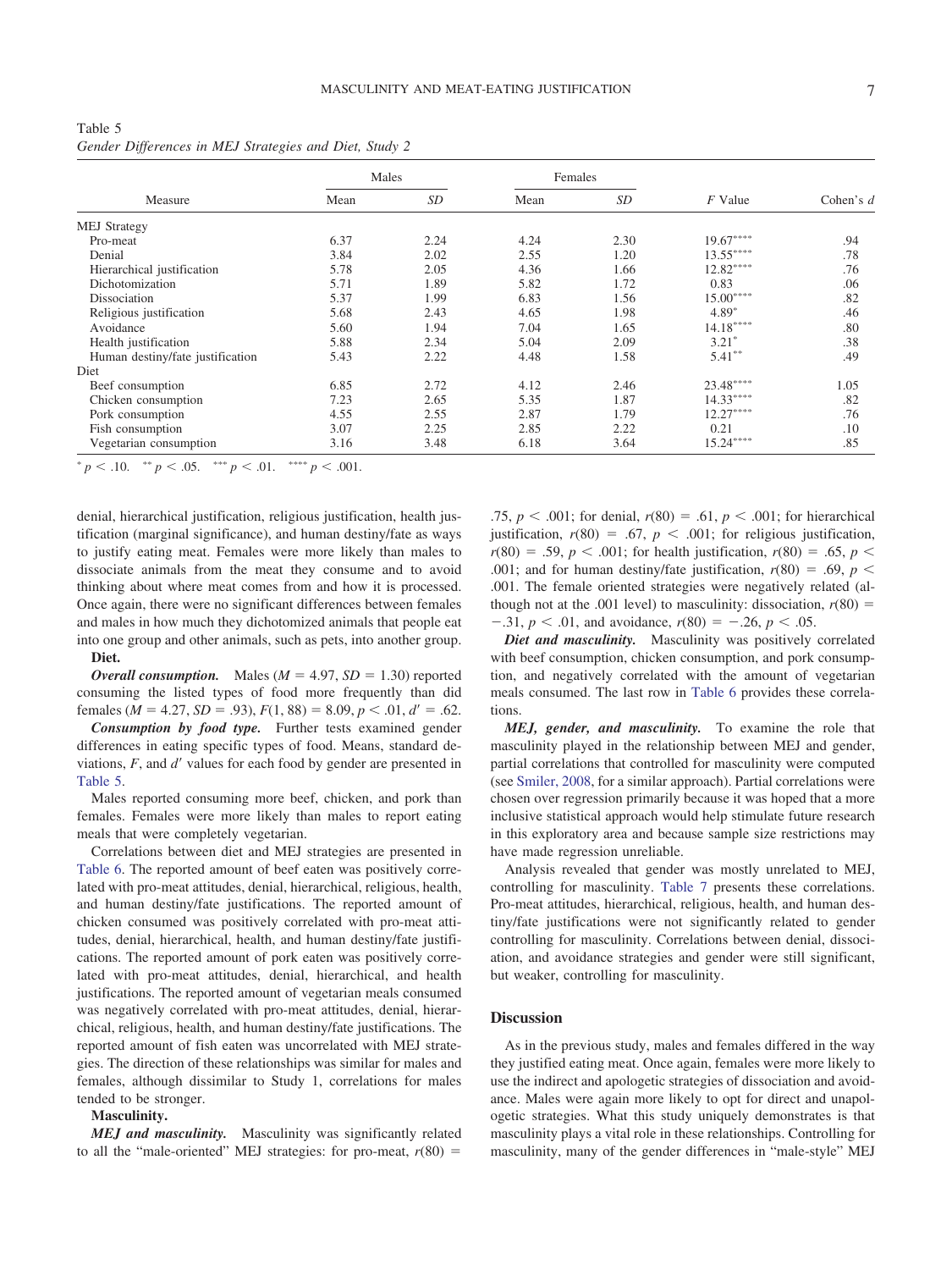Table 5
*Gender Differences in MEJ Strategies and Diet, Study 2*

| Measure | Males | | Females | | | |
|---|---|---|---|---|---|---|
| | Mean | *SD* | Mean | *SD* | *F* Value | Cohen's *d* |
| MEJ Strategy | | | | | | |
| Pro-meat | 6.37 | 2.24 | 4.24 | 2.30 | 19.67**** | .94 |
| Denial | 3.84 | 2.02 | 2.55 | 1.20 | 13.55**** | .78 |
| Hierarchical justification | 5.78 | 2.05 | 4.36 | 1.66 | 12.82**** | .76 |
| Dichotomization | 5.71 | 1.89 | 5.82 | 1.72 | 0.83 | .06 |
| Dissociation | 5.37 | 1.99 | 6.83 | 1.56 | 15.00**** | .82 |
| Religious justification | 5.68 | 2.43 | 4.65 | 1.98 | 4.89* | .46 |
| Avoidance | 5.60 | 1.94 | 7.04 | 1.65 | 14.18**** | .80 |
| Health justification | 5.88 | 2.34 | 5.04 | 2.09 | 3.21* | .38 |
| Human destiny/fate justification | 5.43 | 2.22 | 4.48 | 1.58 | 5.41** | .49 |
| Diet | | | | | | |
| Beef consumption | 6.85 | 2.72 | 4.12 | 2.46 | 23.48**** | 1.05 |
| Chicken consumption | 7.23 | 2.65 | 5.35 | 1.87 | 14.33**** | .82 |
| Pork consumption | 4.55 | 2.55 | 2.87 | 1.79 | 12.27**** | .76 |
| Fish consumption | 3.07 | 2.25 | 2.85 | 2.22 | 0.21 | .10 |
| Vegetarian consumption | 3.16 | 3.48 | 6.18 | 3.64 | 15.24**** | .85 |

* $p < .10$. ** $p < .05$. *** $p < .01$. **** $p < .001$.

denial, hierarchical justification, religious justification, health justification (marginal significance), and human destiny/fate as ways to justify eating meat. Females were more likely than males to dissociate animals from the meat they consume and to avoid thinking about where meat comes from and how it is processed. Once again, there were no significant differences between females and males in how much they dichotomized animals that people eat into one group and other animals, such as pets, into another group.

**Diet.**

***Overall consumption.*** Males ($M = 4.97$, $SD = 1.30$) reported consuming the listed types of food more frequently than did females ($M = 4.27$, $SD = .93$), $F(1, 88) = 8.09$, $p < .01$, $d' = .62$.

***Consumption by food type.*** Further tests examined gender differences in eating specific types of food. Means, standard deviations, $F$, and $d'$ values for each food by gender are presented in Table 5.

Males reported consuming more beef, chicken, and pork than females. Females were more likely than males to report eating meals that were completely vegetarian.

Correlations between diet and MEJ strategies are presented in Table 6. The reported amount of beef eaten was positively correlated with pro-meat attitudes, denial, hierarchical, religious, health, and human destiny/fate justifications. The reported amount of chicken consumed was positively correlated with pro-meat attitudes, denial, hierarchical, health, and human destiny/fate justifications. The reported amount of pork eaten was positively correlated with pro-meat attitudes, denial, hierarchical, and health justifications. The reported amount of vegetarian meals consumed was negatively correlated with pro-meat attitudes, denial, hierarchical, religious, health, and human destiny/fate justifications. The reported amount of fish eaten was uncorrelated with MEJ strategies. The direction of these relationships was similar for males and females, although dissimilar to Study 1, correlations for males tended to be stronger.

**Masculinity.**

***MEJ and masculinity.*** Masculinity was significantly related to all the "male-oriented" MEJ strategies: for pro-meat, $r(80) = .75$, $p < .001$; for denial, $r(80) = .61$, $p < .001$; for hierarchical justification, $r(80) = .67$, $p < .001$; for religious justification, $r(80) = .59$, $p < .001$; for health justification, $r(80) = .65$, $p < .001$; and for human destiny/fate justification, $r(80) = .69$, $p < .001$. The female oriented strategies were negatively related (although not at the .001 level) to masculinity: dissociation, $r(80) = -.31$, $p < .01$, and avoidance, $r(80) = -.26$, $p < .05$.

***Diet and masculinity.*** Masculinity was positively correlated with beef consumption, chicken consumption, and pork consumption, and negatively correlated with the amount of vegetarian meals consumed. The last row in Table 6 provides these correlations.

***MEJ, gender, and masculinity.*** To examine the role that masculinity played in the relationship between MEJ and gender, partial correlations that controlled for masculinity were computed (see Smiler, 2008, for a similar approach). Partial correlations were chosen over regression primarily because it was hoped that a more inclusive statistical approach would help stimulate future research in this exploratory area and because sample size restrictions may have made regression unreliable.

Analysis revealed that gender was mostly unrelated to MEJ, controlling for masculinity. Table 7 presents these correlations. Pro-meat attitudes, hierarchical, religious, health, and human destiny/fate justifications were not significantly related to gender controlling for masculinity. Correlations between denial, dissociation, and avoidance strategies and gender were still significant, but weaker, controlling for masculinity.

## Discussion

As in the previous study, males and females differed in the way they justified eating meat. Once again, females were more likely to use the indirect and apologetic strategies of dissociation and avoidance. Males were again more likely to opt for direct and unapologetic strategies. What this study uniquely demonstrates is that masculinity plays a vital role in these relationships. Controlling for masculinity, many of the gender differences in "male-style" MEJ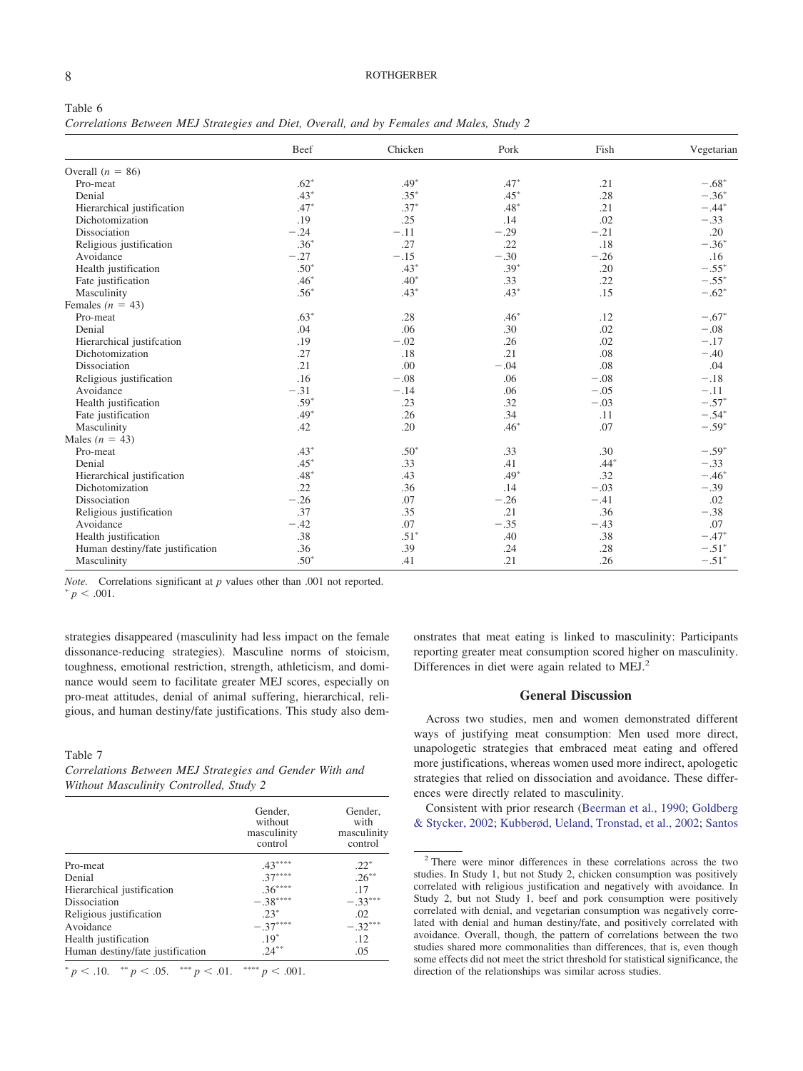Table 6
*Correlations Between MEJ Strategies and Diet, Overall, and by Females and Males, Study 2*

| | Beef | Chicken | Pork | Fish | Vegetarian |
|---|---|---|---|---|---|
| Overall ($n$ = 86) | | | | | |
| Pro-meat | .62* | .49* | .47* | .21 | −.68* |
| Denial | .43* | .35* | .45* | .28 | −.36* |
| Hierarchical justification | .47* | .37* | .48* | .21 | −.44* |
| Dichotomization | .19 | .25 | .14 | .02 | −.33 |
| Dissociation | −.24 | −.11 | −.29 | −.21 | .20 |
| Religious justification | .36* | .27 | .22 | .18 | −.36* |
| Avoidance | −.27 | −.15 | −.30 | −.26 | .16 |
| Health justification | .50* | .43* | .39* | .20 | −.55* |
| Fate justification | .46* | .40* | .33 | .22 | −.55* |
| Masculinity | .56* | .43* | .43* | .15 | −.62* |
| Females ($n$ = 43) | | | | | |
| Pro-meat | .63* | .28 | .46* | .12 | −.67* |
| Denial | .04 | .06 | .30 | .02 | −.08 |
| Hierarchical justifcation | .19 | −.02 | .26 | .02 | −.17 |
| Dichotomization | .27 | .18 | .21 | .08 | −.40 |
| Dissociation | .21 | .00 | −.04 | .08 | .04 |
| Religious justification | .16 | −.08 | .06 | −.08 | −.18 |
| Avoidance | −.31 | −.14 | .06 | −.05 | −.11 |
| Health justification | .59* | .23 | .32 | −.03 | −.57* |
| Fate justification | .49* | .26 | .34 | .11 | −.54* |
| Masculinity | .42 | .20 | .46* | .07 | −.59* |
| Males ($n$ = 43) | | | | | |
| Pro-meat | .43* | .50* | .33 | .30 | −.59* |
| Denial | .45* | .33 | .41 | .44* | −.33 |
| Hierarchical justification | .48* | .43 | .49* | .32 | −.46* |
| Dichotomization | .22 | .36 | .14 | −.03 | −.39 |
| Dissociation | −.26 | .07 | −.26 | −.41 | .02 |
| Religious justification | .37 | .35 | .21 | .36 | −.38 |
| Avoidance | −.42 | .07 | −.35 | −.43 | .07 |
| Health justification | .38 | .51* | .40 | .38 | −.47* |
| Human destiny/fate justification | .36 | .39 | .24 | .28 | −.51* |
| Masculinity | .50* | .41 | .21 | .26 | −.51* |

*Note.* Correlations significant at $p$ values other than .001 not reported.
* $p < .001$.

strategies disappeared (masculinity had less impact on the female dissonance-reducing strategies). Masculine norms of stoicism, toughness, emotional restriction, strength, athleticism, and dominance would seem to facilitate greater MEJ scores, especially on pro-meat attitudes, denial of animal suffering, hierarchical, religious, and human destiny/fate justifications. This study also demonstrates that meat eating is linked to masculinity: Participants reporting greater meat consumption scored higher on masculinity. Differences in diet were again related to MEJ.[2]

Table 7
*Correlations Between MEJ Strategies and Gender With and Without Masculinity Controlled, Study 2*

| | Gender, without masculinity control | Gender, with masculinity control |
|---|---|---|
| Pro-meat | .43**** | .22* |
| Denial | .37**** | .26** |
| Hierarchical justification | .36**** | .17 |
| Dissociation | −.38**** | −.33*** |
| Religious justification | .23* | .02 |
| Avoidance | −.37**** | −.32*** |
| Health justification | .19* | .12 |
| Human destiny/fate justification | .24** | .05 |

* $p < .10$. ** $p < .05$. *** $p < .01$. **** $p < .001$.

## General Discussion

Across two studies, men and women demonstrated different ways of justifying meat consumption: Men used more direct, unapologetic strategies that embraced meat eating and offered more justifications, whereas women used more indirect, apologetic strategies that relied on dissociation and avoidance. These differences were directly related to masculinity.

Consistent with prior research (Beerman et al., 1990; Goldberg & Stycker, 2002; Kubberød, Ueland, Tronstad, et al., 2002; Santos

[2] There were minor differences in these correlations across the two studies. In Study 1, but not Study 2, chicken consumption was positively correlated with religious justification and negatively with avoidance. In Study 2, but not Study 1, beef and pork consumption were positively correlated with denial and human destiny/fate, and vegetarian consumption was negatively correlated with denial and hierarchical justification, and positively correlated with avoidance. Overall, though, the pattern of correlations between the two studies shared more commonalities than differences, that is, even though some effects did not meet the strict threshold for statistical significance, the direction of the relationships was similar across studies.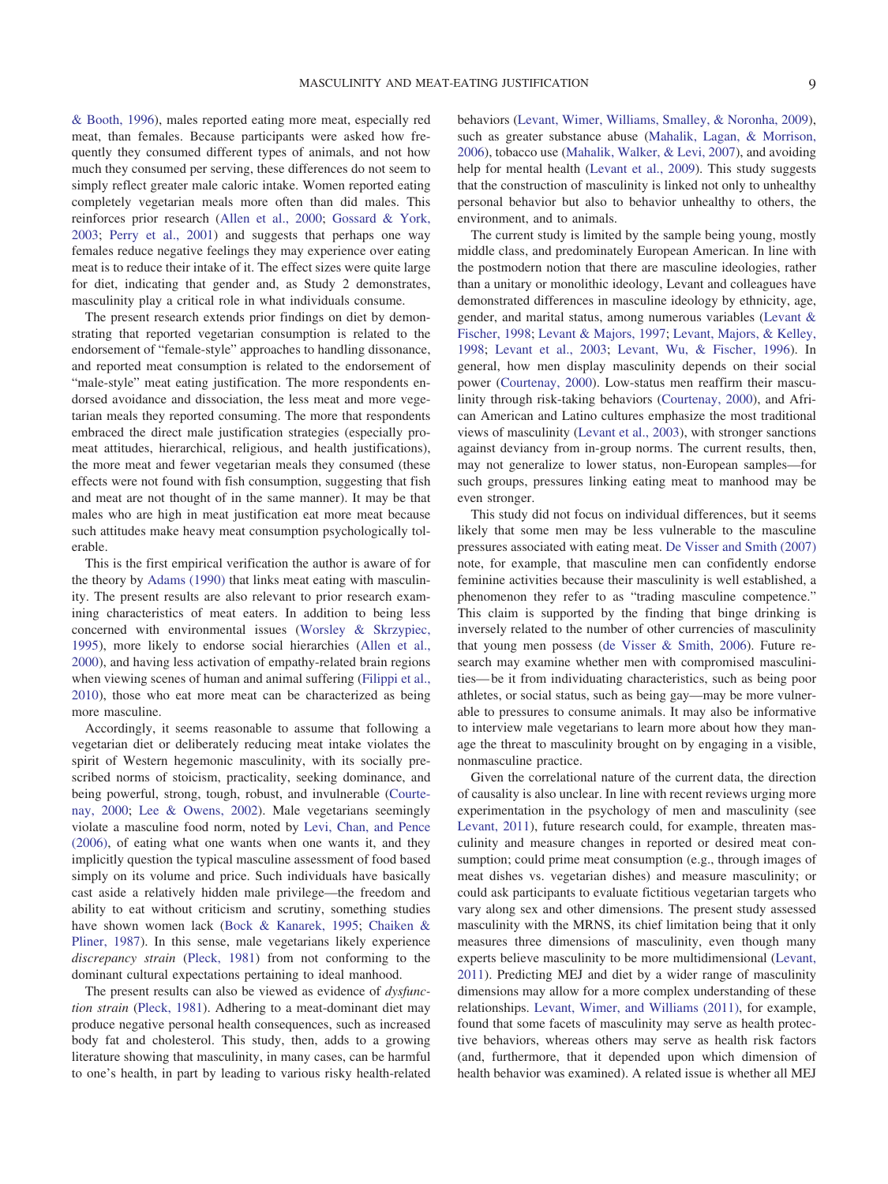& Booth, 1996), males reported eating more meat, especially red meat, than females. Because participants were asked how frequently they consumed different types of animals, and not how much they consumed per serving, these differences do not seem to simply reflect greater male caloric intake. Women reported eating completely vegetarian meals more often than did males. This reinforces prior research (Allen et al., 2000; Gossard & York, 2003; Perry et al., 2001) and suggests that perhaps one way females reduce negative feelings they may experience over eating meat is to reduce their intake of it. The effect sizes were quite large for diet, indicating that gender and, as Study 2 demonstrates, masculinity play a critical role in what individuals consume.

The present research extends prior findings on diet by demonstrating that reported vegetarian consumption is related to the endorsement of "female-style" approaches to handling dissonance, and reported meat consumption is related to the endorsement of "male-style" meat eating justification. The more respondents endorsed avoidance and dissociation, the less meat and more vegetarian meals they reported consuming. The more that respondents embraced the direct male justification strategies (especially pro-meat attitudes, hierarchical, religious, and health justifications), the more meat and fewer vegetarian meals they consumed (these effects were not found with fish consumption, suggesting that fish and meat are not thought of in the same manner). It may be that males who are high in meat justification eat more meat because such attitudes make heavy meat consumption psychologically tolerable.

This is the first empirical verification the author is aware of for the theory by Adams (1990) that links meat eating with masculinity. The present results are also relevant to prior research examining characteristics of meat eaters. In addition to being less concerned with environmental issues (Worsley & Skrzypiec, 1995), more likely to endorse social hierarchies (Allen et al., 2000), and having less activation of empathy-related brain regions when viewing scenes of human and animal suffering (Filippi et al., 2010), those who eat more meat can be characterized as being more masculine.

Accordingly, it seems reasonable to assume that following a vegetarian diet or deliberately reducing meat intake violates the spirit of Western hegemonic masculinity, with its socially prescribed norms of stoicism, practicality, seeking dominance, and being powerful, strong, tough, robust, and invulnerable (Courtenay, 2000; Lee & Owens, 2002). Male vegetarians seemingly violate a masculine food norm, noted by Levi, Chan, and Pence (2006), of eating what one wants when one wants it, and they implicitly question the typical masculine assessment of food based simply on its volume and price. Such individuals have basically cast aside a relatively hidden male privilege—the freedom and ability to eat without criticism and scrutiny, something studies have shown women lack (Bock & Kanarek, 1995; Chaiken & Pliner, 1987). In this sense, male vegetarians likely experience *discrepancy strain* (Pleck, 1981) from not conforming to the dominant cultural expectations pertaining to ideal manhood.

The present results can also be viewed as evidence of *dysfunction strain* (Pleck, 1981). Adhering to a meat-dominant diet may produce negative personal health consequences, such as increased body fat and cholesterol. This study, then, adds to a growing literature showing that masculinity, in many cases, can be harmful to one's health, in part by leading to various risky health-related behaviors (Levant, Wimer, Williams, Smalley, & Noronha, 2009), such as greater substance abuse (Mahalik, Lagan, & Morrison, 2006), tobacco use (Mahalik, Walker, & Levi, 2007), and avoiding help for mental health (Levant et al., 2009). This study suggests that the construction of masculinity is linked not only to unhealthy personal behavior but also to behavior unhealthy to others, the environment, and to animals.

The current study is limited by the sample being young, mostly middle class, and predominately European American. In line with the postmodern notion that there are masculine ideologies, rather than a unitary or monolithic ideology, Levant and colleagues have demonstrated differences in masculine ideology by ethnicity, age, gender, and marital status, among numerous variables (Levant & Fischer, 1998; Levant & Majors, 1997; Levant, Majors, & Kelley, 1998; Levant et al., 2003; Levant, Wu, & Fischer, 1996). In general, how men display masculinity depends on their social power (Courtenay, 2000). Low-status men reaffirm their masculinity through risk-taking behaviors (Courtenay, 2000), and African American and Latino cultures emphasize the most traditional views of masculinity (Levant et al., 2003), with stronger sanctions against deviancy from in-group norms. The current results, then, may not generalize to lower status, non-European samples—for such groups, pressures linking eating meat to manhood may be even stronger.

This study did not focus on individual differences, but it seems likely that some men may be less vulnerable to the masculine pressures associated with eating meat. De Visser and Smith (2007) note, for example, that masculine men can confidently endorse feminine activities because their masculinity is well established, a phenomenon they refer to as "trading masculine competence." This claim is supported by the finding that binge drinking is inversely related to the number of other currencies of masculinity that young men possess (de Visser & Smith, 2006). Future research may examine whether men with compromised masculinities—be it from individuating characteristics, such as being poor athletes, or social status, such as being gay—may be more vulnerable to pressures to consume animals. It may also be informative to interview male vegetarians to learn more about how they manage the threat to masculinity brought on by engaging in a visible, nonmasculine practice.

Given the correlational nature of the current data, the direction of causality is also unclear. In line with recent reviews urging more experimentation in the psychology of men and masculinity (see Levant, 2011), future research could, for example, threaten masculinity and measure changes in reported or desired meat consumption; could prime meat consumption (e.g., through images of meat dishes vs. vegetarian dishes) and measure masculinity; or could ask participants to evaluate fictitious vegetarian targets who vary along sex and other dimensions. The present study assessed masculinity with the MRNS, its chief limitation being that it only measures three dimensions of masculinity, even though many experts believe masculinity to be more multidimensional (Levant, 2011). Predicting MEJ and diet by a wider range of masculinity dimensions may allow for a more complex understanding of these relationships. Levant, Wimer, and Williams (2011), for example, found that some facets of masculinity may serve as health protective behaviors, whereas others may serve as health risk factors (and, furthermore, that it depended upon which dimension of health behavior was examined). A related issue is whether all MEJ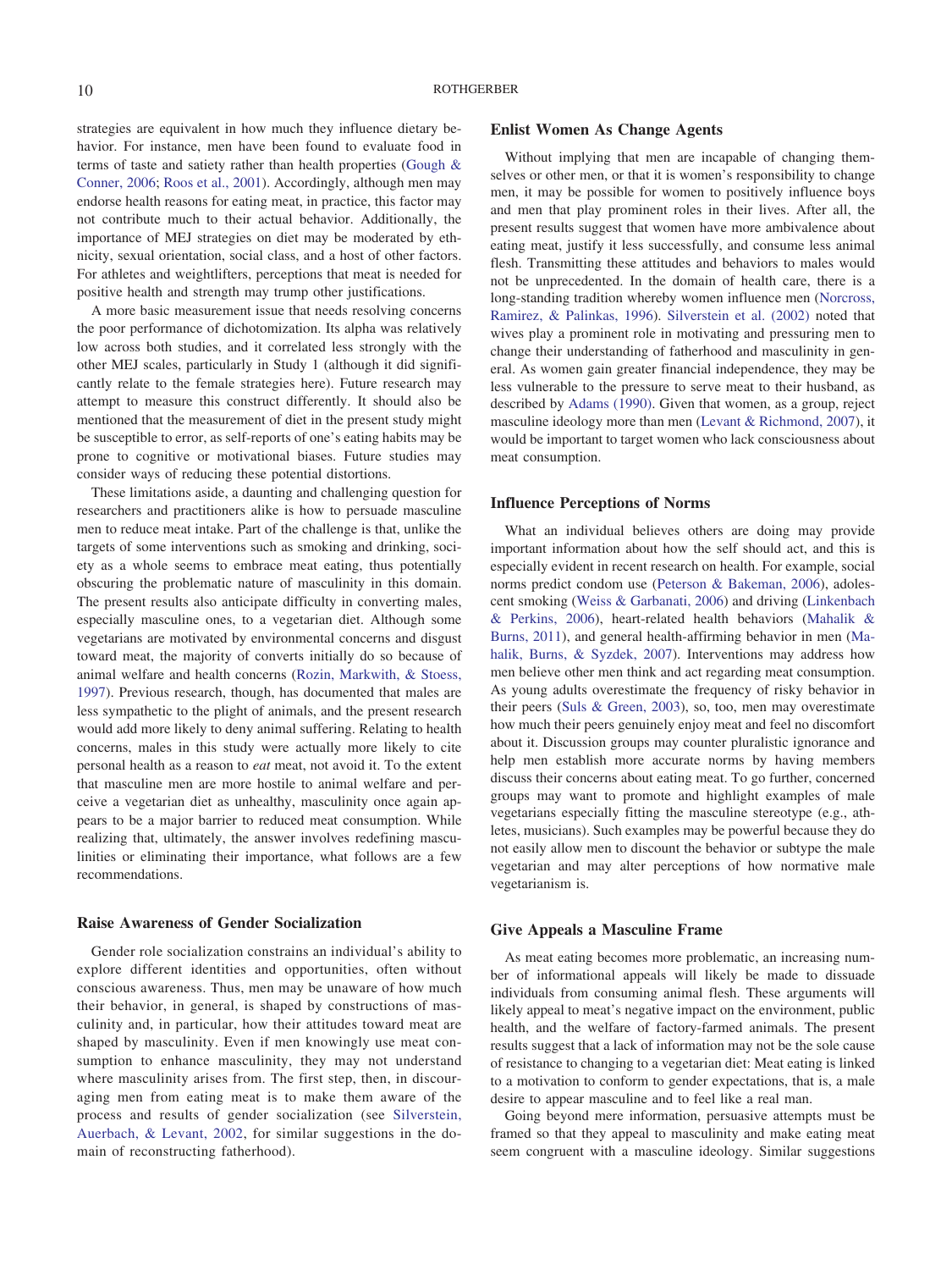strategies are equivalent in how much they influence dietary behavior. For instance, men have been found to evaluate food in terms of taste and satiety rather than health properties (Gough & Conner, 2006; Roos et al., 2001). Accordingly, although men may endorse health reasons for eating meat, in practice, this factor may not contribute much to their actual behavior. Additionally, the importance of MEJ strategies on diet may be moderated by ethnicity, sexual orientation, social class, and a host of other factors. For athletes and weightlifters, perceptions that meat is needed for positive health and strength may trump other justifications.

A more basic measurement issue that needs resolving concerns the poor performance of dichotomization. Its alpha was relatively low across both studies, and it correlated less strongly with the other MEJ scales, particularly in Study 1 (although it did significantly relate to the female strategies here). Future research may attempt to measure this construct differently. It should also be mentioned that the measurement of diet in the present study might be susceptible to error, as self-reports of one's eating habits may be prone to cognitive or motivational biases. Future studies may consider ways of reducing these potential distortions.

These limitations aside, a daunting and challenging question for researchers and practitioners alike is how to persuade masculine men to reduce meat intake. Part of the challenge is that, unlike the targets of some interventions such as smoking and drinking, society as a whole seems to embrace meat eating, thus potentially obscuring the problematic nature of masculinity in this domain. The present results also anticipate difficulty in converting males, especially masculine ones, to a vegetarian diet. Although some vegetarians are motivated by environmental concerns and disgust toward meat, the majority of converts initially do so because of animal welfare and health concerns (Rozin, Markwith, & Stoess, 1997). Previous research, though, has documented that males are less sympathetic to the plight of animals, and the present research would add more likely to deny animal suffering. Relating to health concerns, males in this study were actually more likely to cite personal health as a reason to *eat* meat, not avoid it. To the extent that masculine men are more hostile to animal welfare and perceive a vegetarian diet as unhealthy, masculinity once again appears to be a major barrier to reduced meat consumption. While realizing that, ultimately, the answer involves redefining masculinities or eliminating their importance, what follows are a few recommendations.

### Raise Awareness of Gender Socialization

Gender role socialization constrains an individual's ability to explore different identities and opportunities, often without conscious awareness. Thus, men may be unaware of how much their behavior, in general, is shaped by constructions of masculinity and, in particular, how their attitudes toward meat are shaped by masculinity. Even if men knowingly use meat consumption to enhance masculinity, they may not understand where masculinity arises from. The first step, then, in discouraging men from eating meat is to make them aware of the process and results of gender socialization (see Silverstein, Auerbach, & Levant, 2002, for similar suggestions in the domain of reconstructing fatherhood).

### Enlist Women As Change Agents

Without implying that men are incapable of changing themselves or other men, or that it is women's responsibility to change men, it may be possible for women to positively influence boys and men that play prominent roles in their lives. After all, the present results suggest that women have more ambivalence about eating meat, justify it less successfully, and consume less animal flesh. Transmitting these attitudes and behaviors to males would not be unprecedented. In the domain of health care, there is a long-standing tradition whereby women influence men (Norcross, Ramirez, & Palinkas, 1996). Silverstein et al. (2002) noted that wives play a prominent role in motivating and pressuring men to change their understanding of fatherhood and masculinity in general. As women gain greater financial independence, they may be less vulnerable to the pressure to serve meat to their husband, as described by Adams (1990). Given that women, as a group, reject masculine ideology more than men (Levant & Richmond, 2007), it would be important to target women who lack consciousness about meat consumption.

### Influence Perceptions of Norms

What an individual believes others are doing may provide important information about how the self should act, and this is especially evident in recent research on health. For example, social norms predict condom use (Peterson & Bakeman, 2006), adolescent smoking (Weiss & Garbanati, 2006) and driving (Linkenbach & Perkins, 2006), heart-related health behaviors (Mahalik & Burns, 2011), and general health-affirming behavior in men (Mahalik, Burns, & Syzdek, 2007). Interventions may address how men believe other men think and act regarding meat consumption. As young adults overestimate the frequency of risky behavior in their peers (Suls & Green, 2003), so, too, men may overestimate how much their peers genuinely enjoy meat and feel no discomfort about it. Discussion groups may counter pluralistic ignorance and help men establish more accurate norms by having members discuss their concerns about eating meat. To go further, concerned groups may want to promote and highlight examples of male vegetarians especially fitting the masculine stereotype (e.g., athletes, musicians). Such examples may be powerful because they do not easily allow men to discount the behavior or subtype the male vegetarian and may alter perceptions of how normative male vegetarianism is.

### Give Appeals a Masculine Frame

As meat eating becomes more problematic, an increasing number of informational appeals will likely be made to dissuade individuals from consuming animal flesh. These arguments will likely appeal to meat's negative impact on the environment, public health, and the welfare of factory-farmed animals. The present results suggest that a lack of information may not be the sole cause of resistance to changing to a vegetarian diet: Meat eating is linked to a motivation to conform to gender expectations, that is, a male desire to appear masculine and to feel like a real man.

Going beyond mere information, persuasive attempts must be framed so that they appeal to masculinity and make eating meat seem congruent with a masculine ideology. Similar suggestions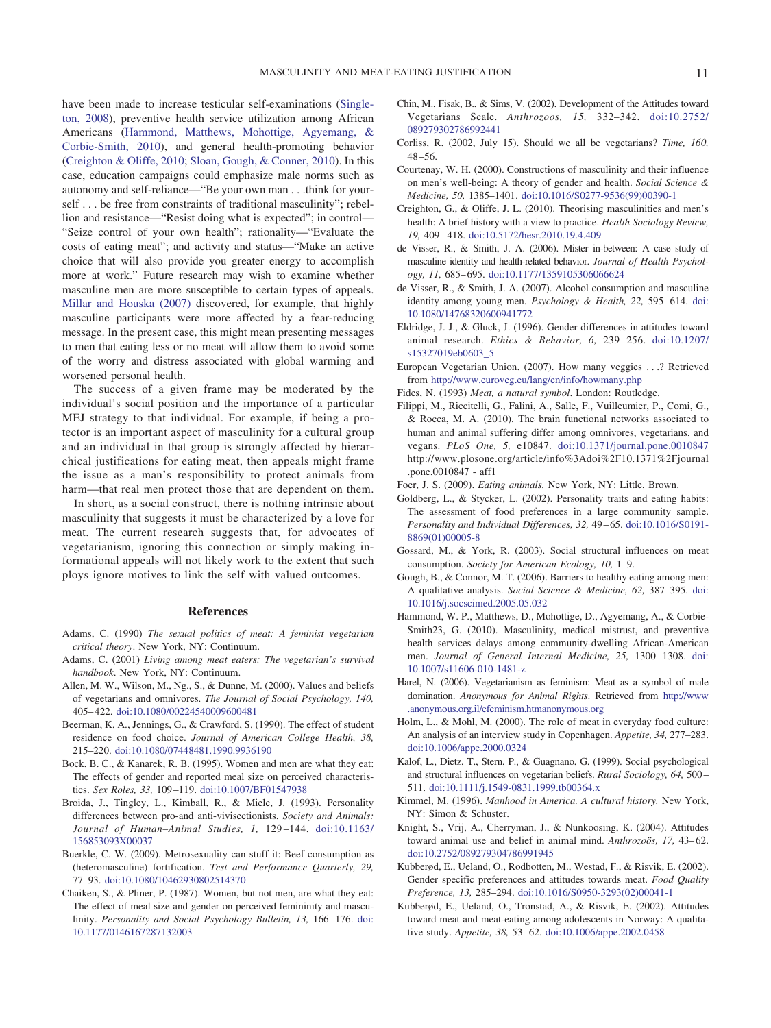have been made to increase testicular self-examinations (Singleton, 2008), preventive health service utilization among African Americans (Hammond, Matthews, Mohottige, Agyemang, & Corbie-Smith, 2010), and general health-promoting behavior (Creighton & Oliffe, 2010; Sloan, Gough, & Conner, 2010). In this case, education campaigns could emphasize male norms such as autonomy and self-reliance—"Be your own man . . .think for yourself . . . be free from constraints of traditional masculinity"; rebellion and resistance—"Resist doing what is expected"; in control—"Seize control of your own health"; rationality—"Evaluate the costs of eating meat"; and activity and status—"Make an active choice that will also provide you greater energy to accomplish more at work." Future research may wish to examine whether masculine men are more susceptible to certain types of appeals. Millar and Houska (2007) discovered, for example, that highly masculine participants were more affected by a fear-reducing message. In the present case, this might mean presenting messages to men that eating less or no meat will allow them to avoid some of the worry and distress associated with global warming and worsened personal health.

The success of a given frame may be moderated by the individual's social position and the importance of a particular MEJ strategy to that individual. For example, if being a protector is an important aspect of masculinity for a cultural group and an individual in that group is strongly affected by hierarchical justifications for eating meat, then appeals might frame the issue as a man's responsibility to protect animals from harm—that real men protect those that are dependent on them.

In short, as a social construct, there is nothing intrinsic about masculinity that suggests it must be characterized by a love for meat. The current research suggests that, for advocates of vegetarianism, ignoring this connection or simply making informational appeals will not likely work to the extent that such ploys ignore motives to link the self with valued outcomes.

## References

Adams, C. (1990) *The sexual politics of meat: A feminist vegetarian critical theory*. New York, NY: Continuum.

Adams, C. (2001) *Living among meat eaters: The vegetarian's survival handbook*. New York, NY: Continuum.

Allen, M. W., Wilson, M., Ng., S., & Dunne, M. (2000). Values and beliefs of vegetarians and omnivores. *The Journal of Social Psychology, 140,* 405–422. doi:10.1080/00224540009600481

Beerman, K. A., Jennings, G., & Crawford, S. (1990). The effect of student residence on food choice. *Journal of American College Health, 38,* 215–220. doi:10.1080/07448481.1990.9936190

Bock, B. C., & Kanarek, R. B. (1995). Women and men are what they eat: The effects of gender and reported meal size on perceived characteristics. *Sex Roles, 33,* 109–119. doi:10.1007/BF01547938

Broida, J., Tingley, L., Kimball, R., & Miele, J. (1993). Personality differences between pro-and anti-vivisectionists. *Society and Animals: Journal of Human–Animal Studies, 1,* 129–144. doi:10.1163/156853093X00037

Buerkle, C. W. (2009). Metrosexuality can stuff it: Beef consumption as (heteromasculine) fortification. *Test and Performance Quarterly, 29,* 77–93. doi:10.1080/10462930802514370

Chaiken, S., & Pliner, P. (1987). Women, but not men, are what they eat: The effect of meal size and gender on perceived femininity and masculinity. *Personality and Social Psychology Bulletin, 13,* 166–176. doi:10.1177/0146167287132003

Chin, M., Fisak, B., & Sims, V. (2002). Development of the Attitudes toward Vegetarians Scale. *Anthrozoös, 15,* 332–342. doi:10.2752/089279302786992441

Corliss, R. (2002, July 15). Should we all be vegetarians? *Time, 160,* 48–56.

Courtenay, W. H. (2000). Constructions of masculinity and their influence on men's well-being: A theory of gender and health. *Social Science & Medicine, 50,* 1385–1401. doi:10.1016/S0277-9536(99)00390-1

Creighton, G., & Oliffe, J. L. (2010). Theorising masculinities and men's health: A brief history with a view to practice. *Health Sociology Review, 19,* 409–418. doi:10.5172/hesr.2010.19.4.409

de Visser, R., & Smith, J. A. (2006). Mister in-between: A case study of masculine identity and health-related behavior. *Journal of Health Psychology, 11,* 685–695. doi:10.1177/1359105306066624

de Visser, R., & Smith, J. A. (2007). Alcohol consumption and masculine identity among young men. *Psychology & Health, 22,* 595–614. doi:10.1080/14768320600941772

Eldridge, J. J., & Gluck, J. (1996). Gender differences in attitudes toward animal research. *Ethics & Behavior, 6,* 239–256. doi:10.1207/s15327019eb0603_5

European Vegetarian Union. (2007). How many veggies . . .? Retrieved from http://www.euroveg.eu/lang/en/info/howmany.php

Fides, N. (1993) *Meat, a natural symbol*. London: Routledge.

Filippi, M., Riccitelli, G., Falini, A., Salle, F., Vuilleumier, P., Comi, G., & Rocca, M. A. (2010). The brain functional networks associated to human and animal suffering differ among omnivores, vegetarians, and vegans. *PLoS One, 5,* e10847. doi:10.1371/journal.pone.0010847 http://www.plosone.org/article/info%3Adoi%2F10.1371%2Fjournal.pone.0010847 - aff1

Foer, J. S. (2009). *Eating animals.* New York, NY: Little, Brown.

Goldberg, L., & Stycker, L. (2002). Personality traits and eating habits: The assessment of food preferences in a large community sample. *Personality and Individual Differences, 32,* 49–65. doi:10.1016/S0191-8869(01)00005-8

Gossard, M., & York, R. (2003). Social structural influences on meat consumption. *Society for American Ecology, 10,* 1–9.

Gough, B., & Connor, M. T. (2006). Barriers to healthy eating among men: A qualitative analysis. *Social Science & Medicine, 62,* 387–395. doi:10.1016/j.socscimed.2005.05.032

Hammond, W. P., Matthews, D., Mohottige, D., Agyemang, A., & Corbie-Smith23, G. (2010). Masculinity, medical mistrust, and preventive health services delays among community-dwelling African-American men. *Journal of General Internal Medicine, 25,* 1300–1308. doi:10.1007/s11606-010-1481-z

Harel, N. (2006). Vegetarianism as feminism: Meat as a symbol of male domination. *Anonymous for Animal Rights*. Retrieved from http://www.anonymous.org.il/efeminism.htmanonymous.org

Holm, L., & Mohl, M. (2000). The role of meat in everyday food culture: An analysis of an interview study in Copenhagen. *Appetite, 34,* 277–283. doi:10.1006/appe.2000.0324

Kalof, L., Dietz, T., Stern, P., & Guagnano, G. (1999). Social psychological and structural influences on vegetarian beliefs. *Rural Sociology, 64,* 500–511. doi:10.1111/j.1549-0831.1999.tb00364.x

Kimmel, M. (1996). *Manhood in America. A cultural history.* New York, NY: Simon & Schuster.

Knight, S., Vrij, A., Cherryman, J., & Nunkoosing, K. (2004). Attitudes toward animal use and belief in animal mind. *Anthrozoös, 17,* 43–62. doi:10.2752/089279304786991945

Kubberød, E., Ueland, O., Rodbotten, M., Westad, F., & Risvik, E. (2002). Gender specific preferences and attitudes towards meat. *Food Quality Preference, 13,* 285–294. doi:10.1016/S0950-3293(02)00041-1

Kubberød, E., Ueland, O., Tronstad, A., & Risvik, E. (2002). Attitudes toward meat and meat-eating among adolescents in Norway: A qualitative study. *Appetite, 38,* 53–62. doi:10.1006/appe.2002.0458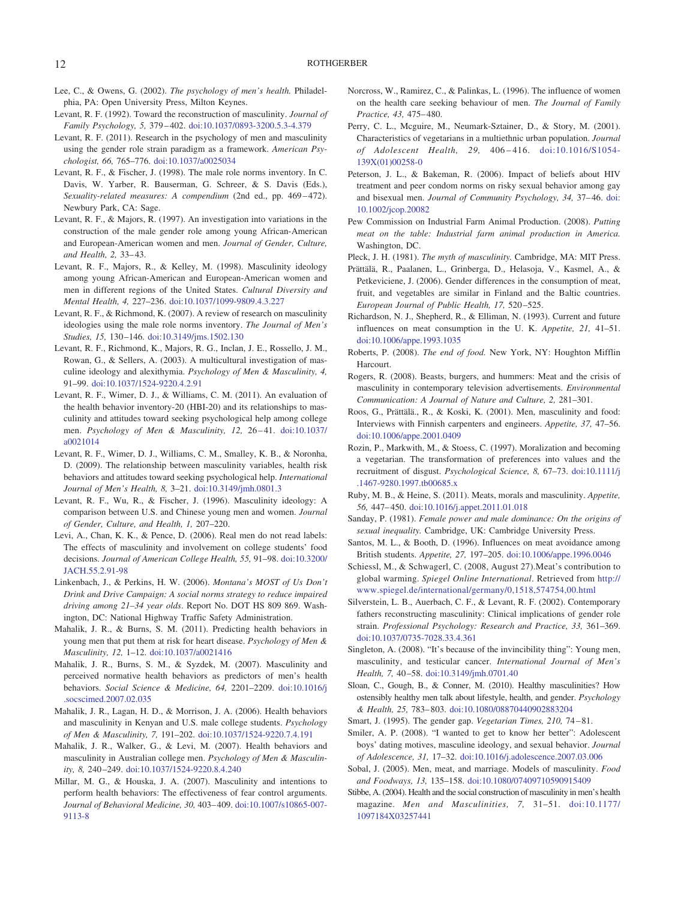Lee, C., & Owens, G. (2002). *The psychology of men's health.* Philadelphia, PA: Open University Press, Milton Keynes.

Levant, R. F. (1992). Toward the reconstruction of masculinity. *Journal of Family Psychology, 5,* 379–402. doi:10.1037/0893-3200.5.3-4.379

Levant, R. F. (2011). Research in the psychology of men and masculinity using the gender role strain paradigm as a framework. *American Psychologist, 66,* 765–776. doi:10.1037/a0025034

Levant, R. F., & Fischer, J. (1998). The male role norms inventory. In C. Davis, W. Yarber, R. Bauserman, G. Schreer, & S. Davis (Eds.), *Sexuality-related measures: A compendium* (2nd ed., pp. 469–472). Newbury Park, CA: Sage.

Levant, R. F., & Majors, R. (1997). An investigation into variations in the construction of the male gender role among young African-American and European-American women and men. *Journal of Gender, Culture, and Health, 2,* 33–43.

Levant, R. F., Majors, R., & Kelley, M. (1998). Masculinity ideology among young African-American and European-American women and men in different regions of the United States. *Cultural Diversity and Mental Health, 4,* 227–236. doi:10.1037/1099-9809.4.3.227

Levant, R. F., & Richmond, K. (2007). A review of research on masculinity ideologies using the male role norms inventory. *The Journal of Men's Studies, 15,* 130–146. doi:10.3149/jms.1502.130

Levant, R. F., Richmond, K., Majors, R. G., Inclan, J. E., Rossello, J. M., Rowan, G., & Sellers, A. (2003). A multicultural investigation of masculine ideology and alexithymia. *Psychology of Men & Masculinity, 4,* 91–99. doi:10.1037/1524-9220.4.2.91

Levant, R. F., Wimer, D. J., & Williams, C. M. (2011). An evaluation of the health behavior inventory-20 (HBI-20) and its relationships to masculinity and attitudes toward seeking psychological help among college men. *Psychology of Men & Masculinity, 12,* 26–41. doi:10.1037/a0021014

Levant, R. F., Wimer, D. J., Williams, C. M., Smalley, K. B., & Noronha, D. (2009). The relationship between masculinity variables, health risk behaviors and attitudes toward seeking psychological help. *International Journal of Men's Health, 8,* 3–21. doi:10.3149/jmh.0801.3

Levant, R. F., Wu, R., & Fischer, J. (1996). Masculinity ideology: A comparison between U.S. and Chinese young men and women. *Journal of Gender, Culture, and Health, 1,* 207–220.

Levi, A., Chan, K. K., & Pence, D. (2006). Real men do not read labels: The effects of masculinity and involvement on college students' food decisions. *Journal of American College Health, 55,* 91–98. doi:10.3200/JACH.55.2.91-98

Linkenbach, J., & Perkins, H. W. (2006). *Montana's MOST of Us Don't Drink and Drive Campaign: A social norms strategy to reduce impaired driving among 21–34 year olds*. Report No. DOT HS 809 869. Washington, DC: National Highway Traffic Safety Administration.

Mahalik, J. R., & Burns, S. M. (2011). Predicting health behaviors in young men that put them at risk for heart disease. *Psychology of Men & Masculinity, 12,* 1–12. doi:10.1037/a0021416

Mahalik, J. R., Burns, S. M., & Syzdek, M. (2007). Masculinity and perceived normative health behaviors as predictors of men's health behaviors. *Social Science & Medicine, 64,* 2201–2209. doi:10.1016/j.socscimed.2007.02.035

Mahalik, J. R., Lagan, H. D., & Morrison, J. A. (2006). Health behaviors and masculinity in Kenyan and U.S. male college students. *Psychology of Men & Masculinity, 7,* 191–202. doi:10.1037/1524-9220.7.4.191

Mahalik, J. R., Walker, G., & Levi, M. (2007). Health behaviors and masculinity in Australian college men. *Psychology of Men & Masculinity, 8,* 240–249. doi:10.1037/1524-9220.8.4.240

Millar, M. G., & Houska, J. A. (2007). Masculinity and intentions to perform health behaviors: The effectiveness of fear control arguments. *Journal of Behavioral Medicine, 30,* 403–409. doi:10.1007/s10865-007-9113-8

Norcross, W., Ramirez, C., & Palinkas, L. (1996). The influence of women on the health care seeking behaviour of men. *The Journal of Family Practice, 43,* 475–480.

Perry, C. L., Mcguire, M., Neumark-Sztainer, D., & Story, M. (2001). Characteristics of vegetarians in a multiethnic urban population. *Journal of Adolescent Health, 29,* 406–416. doi:10.1016/S1054-139X(01)00258-0

Peterson, J. L., & Bakeman, R. (2006). Impact of beliefs about HIV treatment and peer condom norms on risky sexual behavior among gay and bisexual men. *Journal of Community Psychology, 34,* 37–46. doi:10.1002/jcop.20082

Pew Commission on Industrial Farm Animal Production. (2008). *Putting meat on the table: Industrial farm animal production in America.* Washington, DC.

Pleck, J. H. (1981). *The myth of masculinity.* Cambridge, MA: MIT Press.

Prättälä, R., Paalanen, L., Grinberga, D., Helasoja, V., Kasmel, A., & Petkeviciene, J. (2006). Gender differences in the consumption of meat, fruit, and vegetables are similar in Finland and the Baltic countries. *European Journal of Public Health, 17,* 520–525.

Richardson, N. J., Shepherd, R., & Elliman, N. (1993). Current and future influences on meat consumption in the U. K. *Appetite, 21,* 41–51. doi:10.1006/appe.1993.1035

Roberts, P. (2008). *The end of food.* New York, NY: Houghton Mifflin Harcourt.

Rogers, R. (2008). Beasts, burgers, and hummers: Meat and the crisis of masculinity in contemporary television advertisements. *Environmental Communication: A Journal of Nature and Culture, 2,* 281–301.

Roos, G., Prättälä., R., & Koski, K. (2001). Men, masculinity and food: Interviews with Finnish carpenters and engineers. *Appetite, 37,* 47–56. doi:10.1006/appe.2001.0409

Rozin, P., Markwith, M., & Stoess, C. (1997). Moralization and becoming a vegetarian. The transformation of preferences into values and the recruitment of disgust. *Psychological Science, 8,* 67–73. doi:10.1111/j.1467-9280.1997.tb00685.x

Ruby, M. B., & Heine, S. (2011). Meats, morals and masculinity. *Appetite, 56,* 447–450. doi:10.1016/j.appet.2011.01.018

Sanday, P. (1981). *Female power and male dominance: On the origins of sexual inequality.* Cambridge, UK: Cambridge University Press.

Santos, M. L., & Booth, D. (1996). Influences on meat avoidance among British students. *Appetite, 27,* 197–205. doi:10.1006/appe.1996.0046

Schiessl, M., & Schwagerl, C. (2008, August 27).Meat's contribution to global warming. *Spiegel Online International*. Retrieved from http://www.spiegel.de/international/germany/0,1518,574754,00.html

Silverstein, L. B., Auerbach, C. F., & Levant, R. F. (2002). Contemporary fathers reconstructing masculinity: Clinical implications of gender role strain. *Professional Psychology: Research and Practice, 33,* 361–369. doi:10.1037/0735-7028.33.4.361

Singleton, A. (2008). "It's because of the invincibility thing": Young men, masculinity, and testicular cancer. *International Journal of Men's Health, 7,* 40–58. doi:10.3149/jmh.0701.40

Sloan, C., Gough, B., & Conner, M. (2010). Healthy masculinities? How ostensibly healthy men talk about lifestyle, health, and gender. *Psychology & Health, 25,* 783–803. doi:10.1080/08870440902883204

Smart, J. (1995). The gender gap. *Vegetarian Times, 210,* 74–81.

Smiler, A. P. (2008). "I wanted to get to know her better": Adolescent boys' dating motives, masculine ideology, and sexual behavior. *Journal of Adolescence, 31,* 17–32. doi:10.1016/j.adolescence.2007.03.006

Sobal, J. (2005). Men, meat, and marriage. Models of masculinity. *Food and Foodways, 13,* 135–158. doi:10.1080/07409710590915409

Stibbe, A. (2004). Health and the social construction of masculinity in men's health magazine. *Men and Masculinities, 7,* 31–51. doi:10.1177/1097184X03257441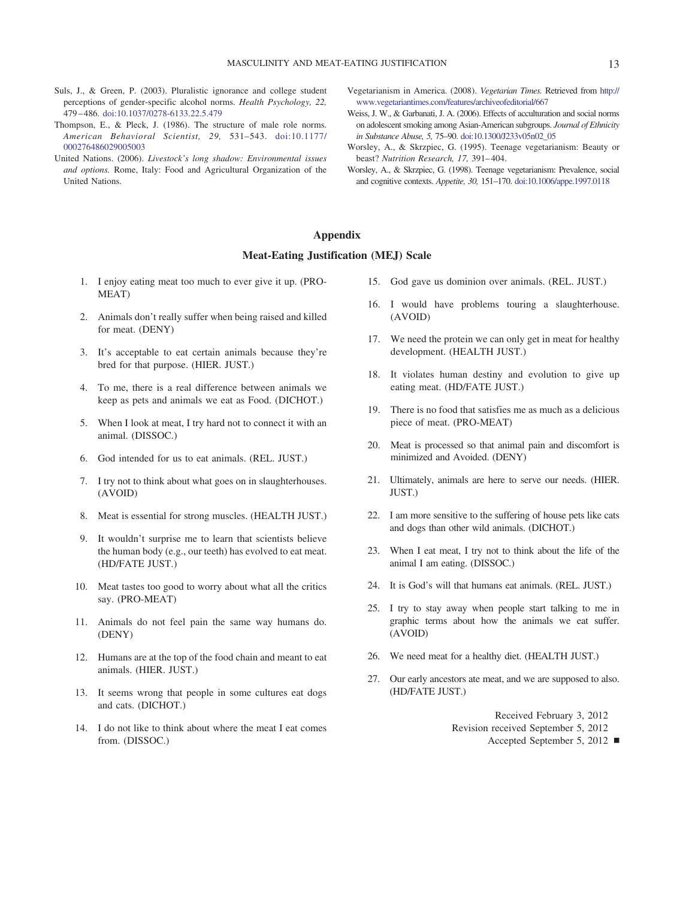Suls, J., & Green, P. (2003). Pluralistic ignorance and college student perceptions of gender-specific alcohol norms. *Health Psychology, 22,* 479–486. doi:10.1037/0278-6133.22.5.479

Thompson, E., & Pleck, J. (1986). The structure of male role norms. *American Behavioral Scientist, 29,* 531–543. doi:10.1177/000276486029005003

United Nations. (2006). *Livestock's long shadow: Environmental issues and options.* Rome, Italy: Food and Agricultural Organization of the United Nations.

Vegetarianism in America. (2008). *Vegetarian Times.* Retrieved from http://www.vegetariantimes.com/features/archiveofeditorial/667

Weiss, J. W., & Garbanati, J. A. (2006). Effects of acculturation and social norms on adolescent smoking among Asian-American subgroups. *Journal of Ethnicity in Substance Abuse, 5,* 75–90. doi:10.1300/J233v05n02_05

Worsley, A., & Skrzpiec, G. (1995). Teenage vegetarianism: Beauty or beast? *Nutrition Research, 17,* 391–404.

Worsley, A., & Skrzpiec, G. (1998). Teenage vegetarianism: Prevalence, social and cognitive contexts. *Appetite, 30,* 151–170. doi:10.1006/appe.1997.0118

## Appendix

### Meat-Eating Justification (MEJ) Scale

1. I enjoy eating meat too much to ever give it up. (PRO-MEAT)
2. Animals don't really suffer when being raised and killed for meat. (DENY)
3. It's acceptable to eat certain animals because they're bred for that purpose. (HIER. JUST.)
4. To me, there is a real difference between animals we keep as pets and animals we eat as Food. (DICHOT.)
5. When I look at meat, I try hard not to connect it with an animal. (DISSOC.)
6. God intended for us to eat animals. (REL. JUST.)
7. I try not to think about what goes on in slaughterhouses. (AVOID)
8. Meat is essential for strong muscles. (HEALTH JUST.)
9. It wouldn't surprise me to learn that scientists believe the human body (e.g., our teeth) has evolved to eat meat. (HD/FATE JUST.)
10. Meat tastes too good to worry about what all the critics say. (PRO-MEAT)
11. Animals do not feel pain the same way humans do. (DENY)
12. Humans are at the top of the food chain and meant to eat animals. (HIER. JUST.)
13. It seems wrong that people in some cultures eat dogs and cats. (DICHOT.)
14. I do not like to think about where the meat I eat comes from. (DISSOC.)
15. God gave us dominion over animals. (REL. JUST.)
16. I would have problems touring a slaughterhouse. (AVOID)
17. We need the protein we can only get in meat for healthy development. (HEALTH JUST.)
18. It violates human destiny and evolution to give up eating meat. (HD/FATE JUST.)
19. There is no food that satisfies me as much as a delicious piece of meat. (PRO-MEAT)
20. Meat is processed so that animal pain and discomfort is minimized and Avoided. (DENY)
21. Ultimately, animals are here to serve our needs. (HIER. JUST.)
22. I am more sensitive to the suffering of house pets like cats and dogs than other wild animals. (DICHOT.)
23. When I eat meat, I try not to think about the life of the animal I am eating. (DISSOC.)
24. It is God's will that humans eat animals. (REL. JUST.)
25. I try to stay away when people start talking to me in graphic terms about how the animals we eat suffer. (AVOID)
26. We need meat for a healthy diet. (HEALTH JUST.)
27. Our early ancestors ate meat, and we are supposed to also. (HD/FATE JUST.)

Received February 3, 2012
Revision received September 5, 2012
Accepted September 5, 2012 ■